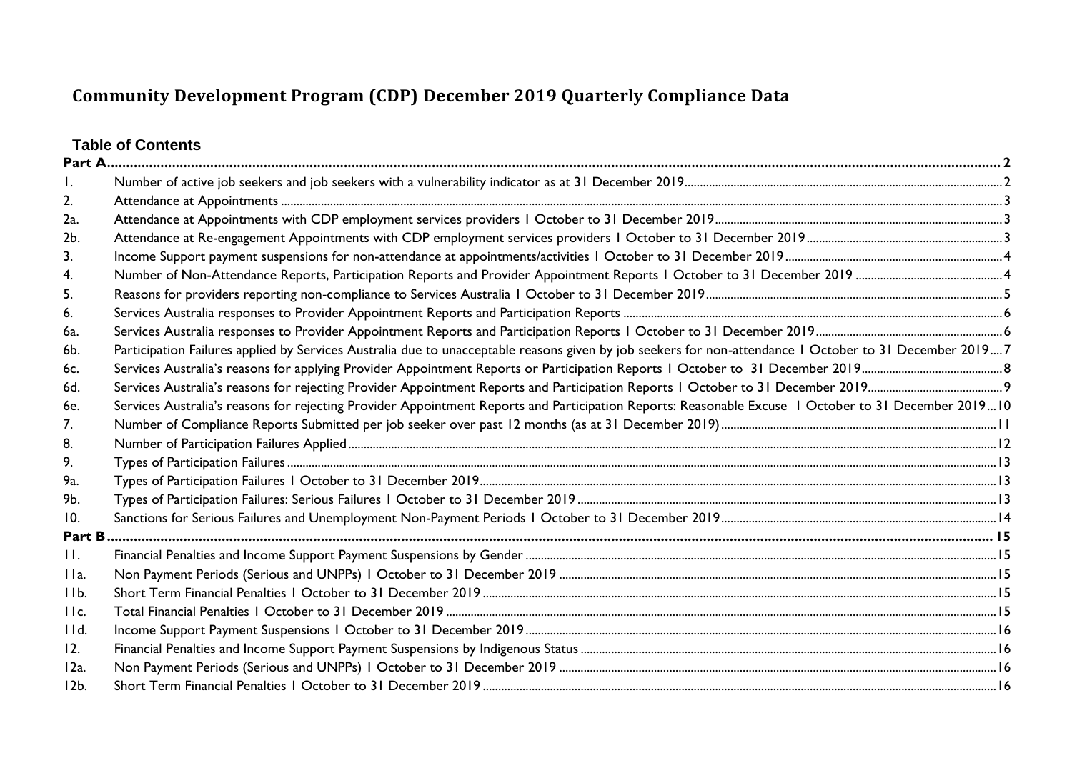# Community Development Program (CDP) December 2019 Quarterly Compliance Data

## Table of Contents

| | | |
|---|---|---|
| **Part A** | | **2** |
| 1. | Number of active job seekers and job seekers with a vulnerability indicator as at 31 December 2019 | 2 |
| 2. | Attendance at Appointments | 3 |
| 2a. | Attendance at Appointments with CDP employment services providers 1 October to 31 December 2019 | 3 |
| 2b. | Attendance at Re-engagement Appointments with CDP employment services providers 1 October to 31 December 2019 | 3 |
| 3. | Income Support payment suspensions for non-attendance at appointments/activities 1 October to 31 December 2019 | 4 |
| 4. | Number of Non-Attendance Reports, Participation Reports and Provider Appointment Reports 1 October to 31 December 2019 | 4 |
| 5. | Reasons for providers reporting non-compliance to Services Australia 1 October to 31 December 2019 | 5 |
| 6. | Services Australia responses to Provider Appointment Reports and Participation Reports | 6 |
| 6a. | Services Australia responses to Provider Appointment Reports and Participation Reports 1 October to 31 December 2019 | 6 |
| 6b. | Participation Failures applied by Services Australia due to unacceptable reasons given by job seekers for non-attendance 1 October to 31 December 2019 | 7 |
| 6c. | Services Australia's reasons for applying Provider Appointment Reports or Participation Reports 1 October to 31 December 2019 | 8 |
| 6d. | Services Australia's reasons for rejecting Provider Appointment Reports and Participation Reports 1 October to 31 December 2019 | 9 |
| 6e. | Services Australia's reasons for rejecting Provider Appointment Reports and Participation Reports: Reasonable Excuse 1 October to 31 December 2019 | 10 |
| 7. | Number of Compliance Reports Submitted per job seeker over past 12 months (as at 31 December 2019) | 11 |
| 8. | Number of Participation Failures Applied | 12 |
| 9. | Types of Participation Failures | 13 |
| 9a. | Types of Participation Failures 1 October to 31 December 2019 | 13 |
| 9b. | Types of Participation Failures: Serious Failures 1 October to 31 December 2019 | 13 |
| 10. | Sanctions for Serious Failures and Unemployment Non-Payment Periods 1 October to 31 December 2019 | 14 |
| **Part B** | | **15** |
| 11. | Financial Penalties and Income Support Payment Suspensions by Gender | 15 |
| 11a. | Non Payment Periods (Serious and UNPPs) 1 October to 31 December 2019 | 15 |
| 11b. | Short Term Financial Penalties 1 October to 31 December 2019 | 15 |
| 11c. | Total Financial Penalties 1 October to 31 December 2019 | 15 |
| 11d. | Income Support Payment Suspensions 1 October to 31 December 2019 | 16 |
| 12. | Financial Penalties and Income Support Payment Suspensions by Indigenous Status | 16 |
| 12a. | Non Payment Periods (Serious and UNPPs) 1 October to 31 December 2019 | 16 |
| 12b. | Short Term Financial Penalties 1 October to 31 December 2019 | 16 |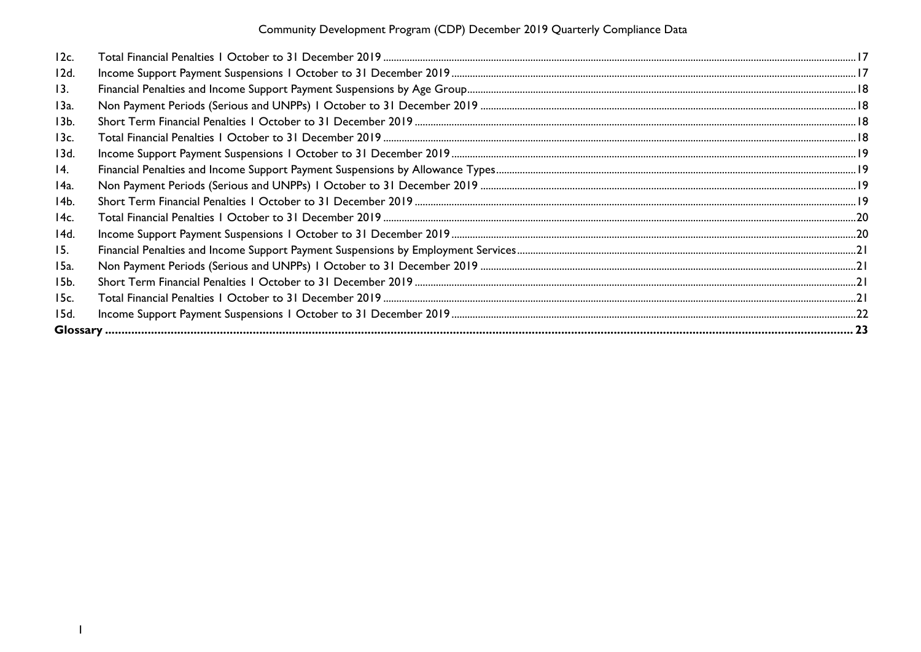| | | |
|---|---|---|
| 12c. | Total Financial Penalties 1 October to 31 December 2019 | 17 |
| 12d. | Income Support Payment Suspensions 1 October to 31 December 2019 | 17 |
| 13. | Financial Penalties and Income Support Payment Suspensions by Age Group | 18 |
| 13a. | Non Payment Periods (Serious and UNPPs) 1 October to 31 December 2019 | 18 |
| 13b. | Short Term Financial Penalties 1 October to 31 December 2019 | 18 |
| 13c. | Total Financial Penalties 1 October to 31 December 2019 | 18 |
| 13d. | Income Support Payment Suspensions 1 October to 31 December 2019 | 19 |
| 14. | Financial Penalties and Income Support Payment Suspensions by Allowance Types | 19 |
| 14a. | Non Payment Periods (Serious and UNPPs) 1 October to 31 December 2019 | 19 |
| 14b. | Short Term Financial Penalties 1 October to 31 December 2019 | 19 |
| 14c. | Total Financial Penalties 1 October to 31 December 2019 | 20 |
| 14d. | Income Support Payment Suspensions 1 October to 31 December 2019 | 20 |
| 15. | Financial Penalties and Income Support Payment Suspensions by Employment Services | 21 |
| 15a. | Non Payment Periods (Serious and UNPPs) 1 October to 31 December 2019 | 21 |
| 15b. | Short Term Financial Penalties 1 October to 31 December 2019 | 21 |
| 15c. | Total Financial Penalties 1 October to 31 December 2019 | 21 |
| 15d. | Income Support Payment Suspensions 1 October to 31 December 2019 | 22 |
| **Glossary** | | **23** |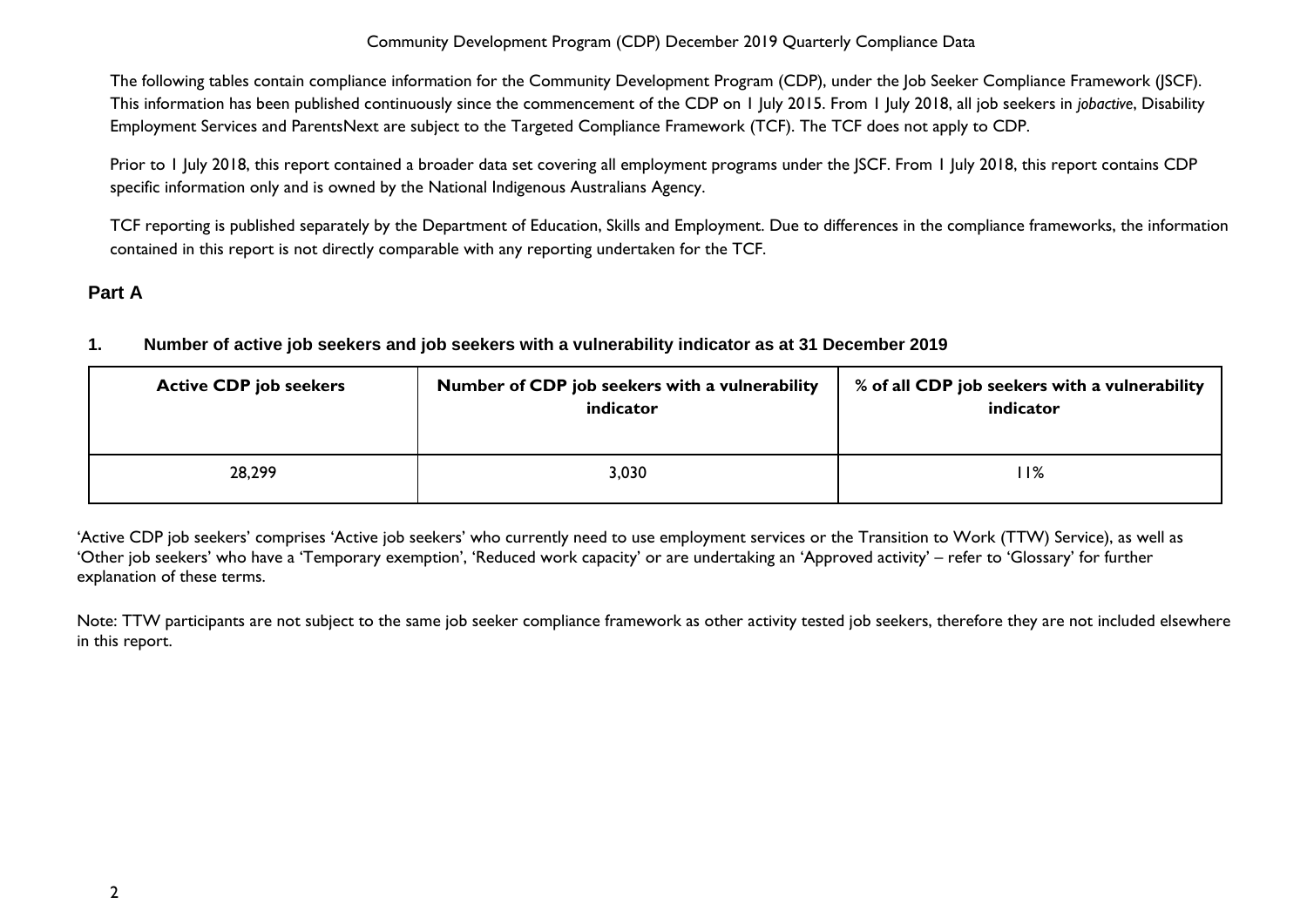The following tables contain compliance information for the Community Development Program (CDP), under the Job Seeker Compliance Framework (JSCF). This information has been published continuously since the commencement of the CDP on 1 July 2015. From 1 July 2018, all job seekers in *jobactive*, Disability Employment Services and ParentsNext are subject to the Targeted Compliance Framework (TCF). The TCF does not apply to CDP.

Prior to 1 July 2018, this report contained a broader data set covering all employment programs under the JSCF. From 1 July 2018, this report contains CDP specific information only and is owned by the National Indigenous Australians Agency.

TCF reporting is published separately by the Department of Education, Skills and Employment. Due to differences in the compliance frameworks, the information contained in this report is not directly comparable with any reporting undertaken for the TCF.

## Part A

### 1. Number of active job seekers and job seekers with a vulnerability indicator as at 31 December 2019

| Active CDP job seekers | Number of CDP job seekers with a vulnerability indicator | % of all CDP job seekers with a vulnerability indicator |
| --- | --- | --- |
| 28,299 | 3,030 | 11% |

'Active CDP job seekers' comprises 'Active job seekers' who currently need to use employment services or the Transition to Work (TTW) Service), as well as 'Other job seekers' who have a 'Temporary exemption', 'Reduced work capacity' or are undertaking an 'Approved activity' – refer to 'Glossary' for further explanation of these terms.

Note: TTW participants are not subject to the same job seeker compliance framework as other activity tested job seekers, therefore they are not included elsewhere in this report.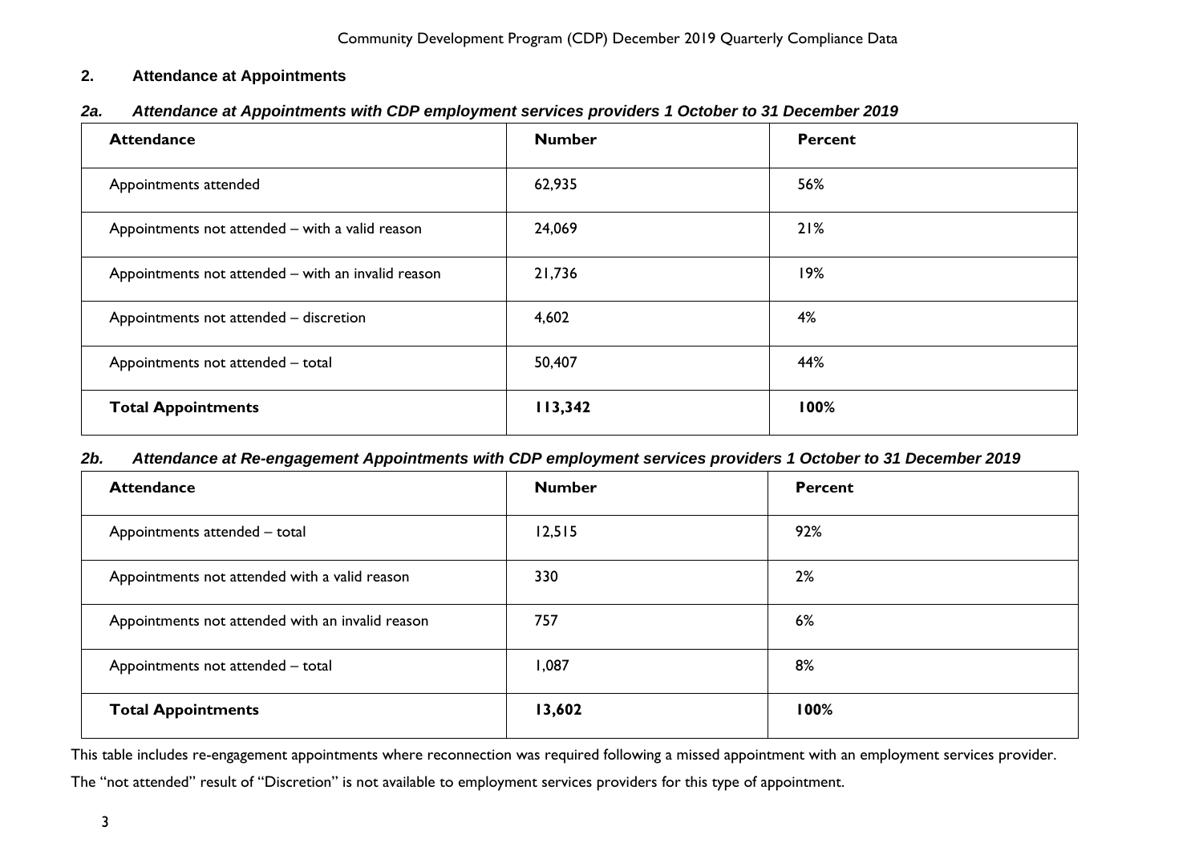## 2. Attendance at Appointments

### *2a. Attendance at Appointments with CDP employment services providers 1 October to 31 December 2019*

| Attendance | Number | Percent |
|---|---|---|
| Appointments attended | 62,935 | 56% |
| Appointments not attended – with a valid reason | 24,069 | 21% |
| Appointments not attended – with an invalid reason | 21,736 | 19% |
| Appointments not attended – discretion | 4,602 | 4% |
| Appointments not attended – total | 50,407 | 44% |
| **Total Appointments** | **113,342** | **100%** |

### *2b. Attendance at Re-engagement Appointments with CDP employment services providers 1 October to 31 December 2019*

| Attendance | Number | Percent |
|---|---|---|
| Appointments attended – total | 12,515 | 92% |
| Appointments not attended with a valid reason | 330 | 2% |
| Appointments not attended with an invalid reason | 757 | 6% |
| Appointments not attended – total | 1,087 | 8% |
| **Total Appointments** | **13,602** | **100%** |

This table includes re-engagement appointments where reconnection was required following a missed appointment with an employment services provider.

The "not attended" result of "Discretion" is not available to employment services providers for this type of appointment.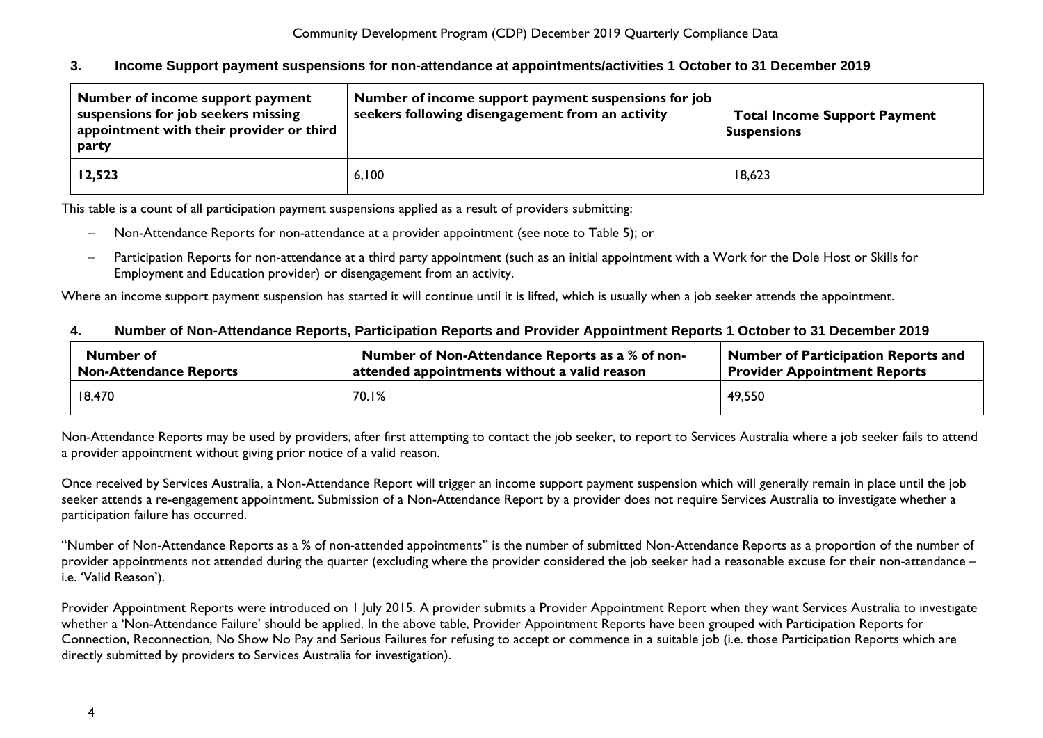## 3. Income Support payment suspensions for non-attendance at appointments/activities 1 October to 31 December 2019

| Number of income support payment suspensions for job seekers missing appointment with their provider or third party | Number of income support payment suspensions for job seekers following disengagement from an activity | Total Income Support Payment Suspensions |
|---|---|---|
| **12,523** | 6,100 | 18,623 |

This table is a count of all participation payment suspensions applied as a result of providers submitting:

- Non-Attendance Reports for non-attendance at a provider appointment (see note to Table 5); or
- Participation Reports for non-attendance at a third party appointment (such as an initial appointment with a Work for the Dole Host or Skills for Employment and Education provider) or disengagement from an activity.

Where an income support payment suspension has started it will continue until it is lifted, which is usually when a job seeker attends the appointment.

## 4. Number of Non-Attendance Reports, Participation Reports and Provider Appointment Reports 1 October to 31 December 2019

| Number of Non-Attendance Reports | Number of Non-Attendance Reports as a % of non-attended appointments without a valid reason | Number of Participation Reports and Provider Appointment Reports |
|---|---|---|
| 18,470 | 70.1% | 49,550 |

Non-Attendance Reports may be used by providers, after first attempting to contact the job seeker, to report to Services Australia where a job seeker fails to attend a provider appointment without giving prior notice of a valid reason.

Once received by Services Australia, a Non-Attendance Report will trigger an income support payment suspension which will generally remain in place until the job seeker attends a re-engagement appointment. Submission of a Non-Attendance Report by a provider does not require Services Australia to investigate whether a participation failure has occurred.

"Number of Non-Attendance Reports as a % of non-attended appointments" is the number of submitted Non-Attendance Reports as a proportion of the number of provider appointments not attended during the quarter (excluding where the provider considered the job seeker had a reasonable excuse for their non-attendance – i.e. 'Valid Reason').

Provider Appointment Reports were introduced on 1 July 2015. A provider submits a Provider Appointment Report when they want Services Australia to investigate whether a 'Non-Attendance Failure' should be applied. In the above table, Provider Appointment Reports have been grouped with Participation Reports for Connection, Reconnection, No Show No Pay and Serious Failures for refusing to accept or commence in a suitable job (i.e. those Participation Reports which are directly submitted by providers to Services Australia for investigation).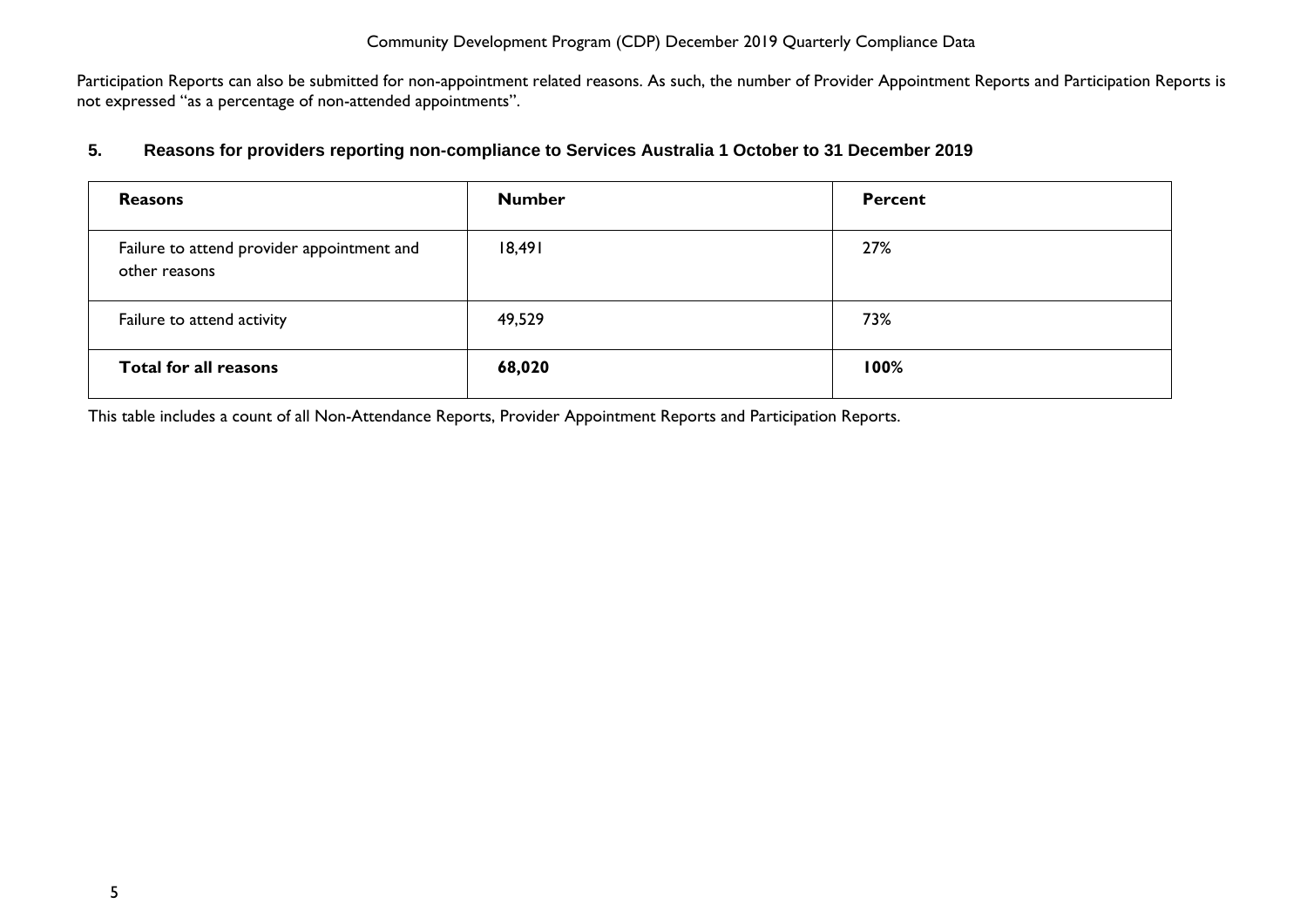Participation Reports can also be submitted for non-appointment related reasons. As such, the number of Provider Appointment Reports and Participation Reports is not expressed "as a percentage of non-attended appointments".

## 5. Reasons for providers reporting non-compliance to Services Australia 1 October to 31 December 2019

| Reasons | Number | Percent |
|---|---|---|
| Failure to attend provider appointment and other reasons | 18,491 | 27% |
| Failure to attend activity | 49,529 | 73% |
| **Total for all reasons** | **68,020** | **100%** |

This table includes a count of all Non-Attendance Reports, Provider Appointment Reports and Participation Reports.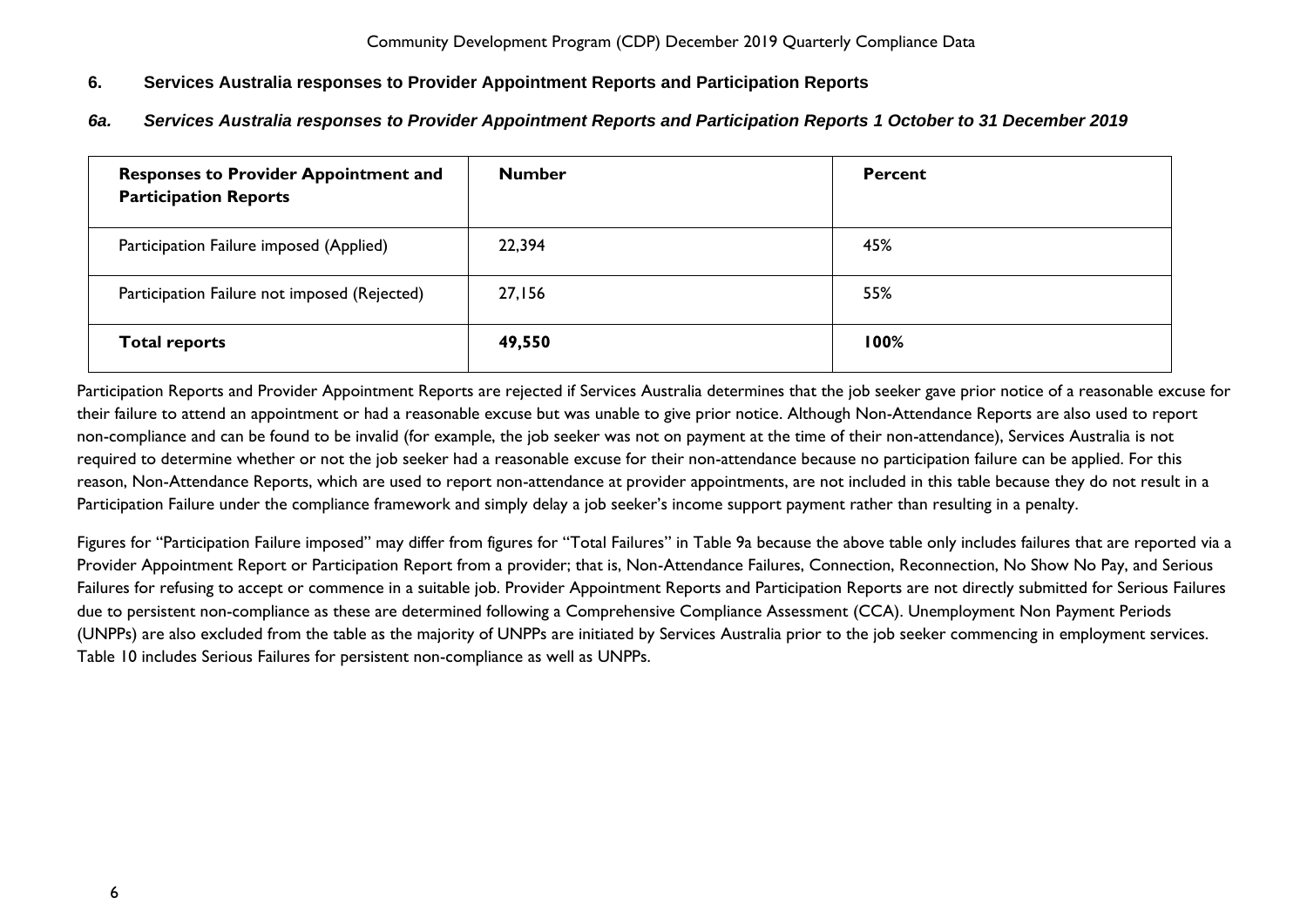## 6. Services Australia responses to Provider Appointment Reports and Participation Reports

### *6a. Services Australia responses to Provider Appointment Reports and Participation Reports 1 October to 31 December 2019*

| Responses to Provider Appointment and Participation Reports | Number | Percent |
|---|---|---|
| Participation Failure imposed (Applied) | 22,394 | 45% |
| Participation Failure not imposed (Rejected) | 27,156 | 55% |
| **Total reports** | **49,550** | **100%** |

Participation Reports and Provider Appointment Reports are rejected if Services Australia determines that the job seeker gave prior notice of a reasonable excuse for their failure to attend an appointment or had a reasonable excuse but was unable to give prior notice. Although Non-Attendance Reports are also used to report non-compliance and can be found to be invalid (for example, the job seeker was not on payment at the time of their non-attendance), Services Australia is not required to determine whether or not the job seeker had a reasonable excuse for their non-attendance because no participation failure can be applied. For this reason, Non-Attendance Reports, which are used to report non-attendance at provider appointments, are not included in this table because they do not result in a Participation Failure under the compliance framework and simply delay a job seeker's income support payment rather than resulting in a penalty.

Figures for "Participation Failure imposed" may differ from figures for "Total Failures" in Table 9a because the above table only includes failures that are reported via a Provider Appointment Report or Participation Report from a provider; that is, Non-Attendance Failures, Connection, Reconnection, No Show No Pay, and Serious Failures for refusing to accept or commence in a suitable job. Provider Appointment Reports and Participation Reports are not directly submitted for Serious Failures due to persistent non-compliance as these are determined following a Comprehensive Compliance Assessment (CCA). Unemployment Non Payment Periods (UNPPs) are also excluded from the table as the majority of UNPPs are initiated by Services Australia prior to the job seeker commencing in employment services. Table 10 includes Serious Failures for persistent non-compliance as well as UNPPs.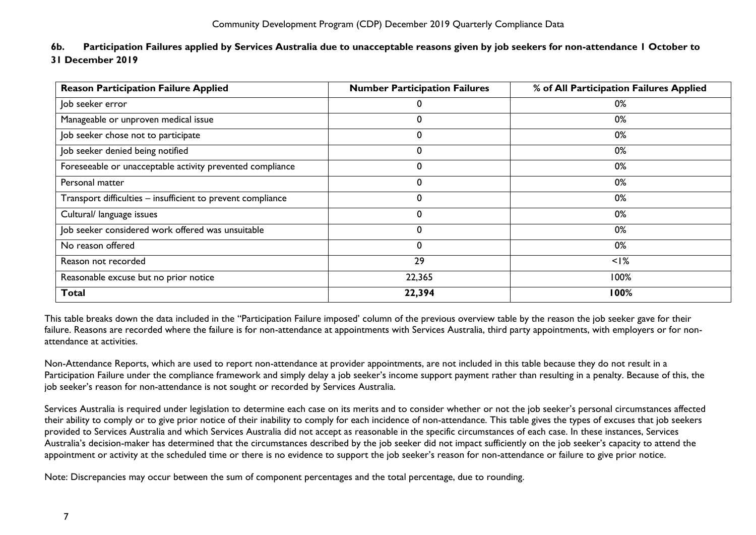## 6b. Participation Failures applied by Services Australia due to unacceptable reasons given by job seekers for non-attendance 1 October to 31 December 2019

| Reason Participation Failure Applied | Number Participation Failures | % of All Participation Failures Applied |
|---|---|---|
| Job seeker error | 0 | 0% |
| Manageable or unproven medical issue | 0 | 0% |
| Job seeker chose not to participate | 0 | 0% |
| Job seeker denied being notified | 0 | 0% |
| Foreseeable or unacceptable activity prevented compliance | 0 | 0% |
| Personal matter | 0 | 0% |
| Transport difficulties – insufficient to prevent compliance | 0 | 0% |
| Cultural/ language issues | 0 | 0% |
| Job seeker considered work offered was unsuitable | 0 | 0% |
| No reason offered | 0 | 0% |
| Reason not recorded | 29 | <1% |
| Reasonable excuse but no prior notice | 22,365 | 100% |
| **Total** | **22,394** | **100%** |

This table breaks down the data included in the "Participation Failure imposed' column of the previous overview table by the reason the job seeker gave for their failure. Reasons are recorded where the failure is for non-attendance at appointments with Services Australia, third party appointments, with employers or for non-attendance at activities.

Non-Attendance Reports, which are used to report non-attendance at provider appointments, are not included in this table because they do not result in a Participation Failure under the compliance framework and simply delay a job seeker's income support payment rather than resulting in a penalty. Because of this, the job seeker's reason for non-attendance is not sought or recorded by Services Australia.

Services Australia is required under legislation to determine each case on its merits and to consider whether or not the job seeker's personal circumstances affected their ability to comply or to give prior notice of their inability to comply for each incidence of non-attendance. This table gives the types of excuses that job seekers provided to Services Australia and which Services Australia did not accept as reasonable in the specific circumstances of each case. In these instances, Services Australia's decision-maker has determined that the circumstances described by the job seeker did not impact sufficiently on the job seeker's capacity to attend the appointment or activity at the scheduled time or there is no evidence to support the job seeker's reason for non-attendance or failure to give prior notice.

Note: Discrepancies may occur between the sum of component percentages and the total percentage, due to rounding.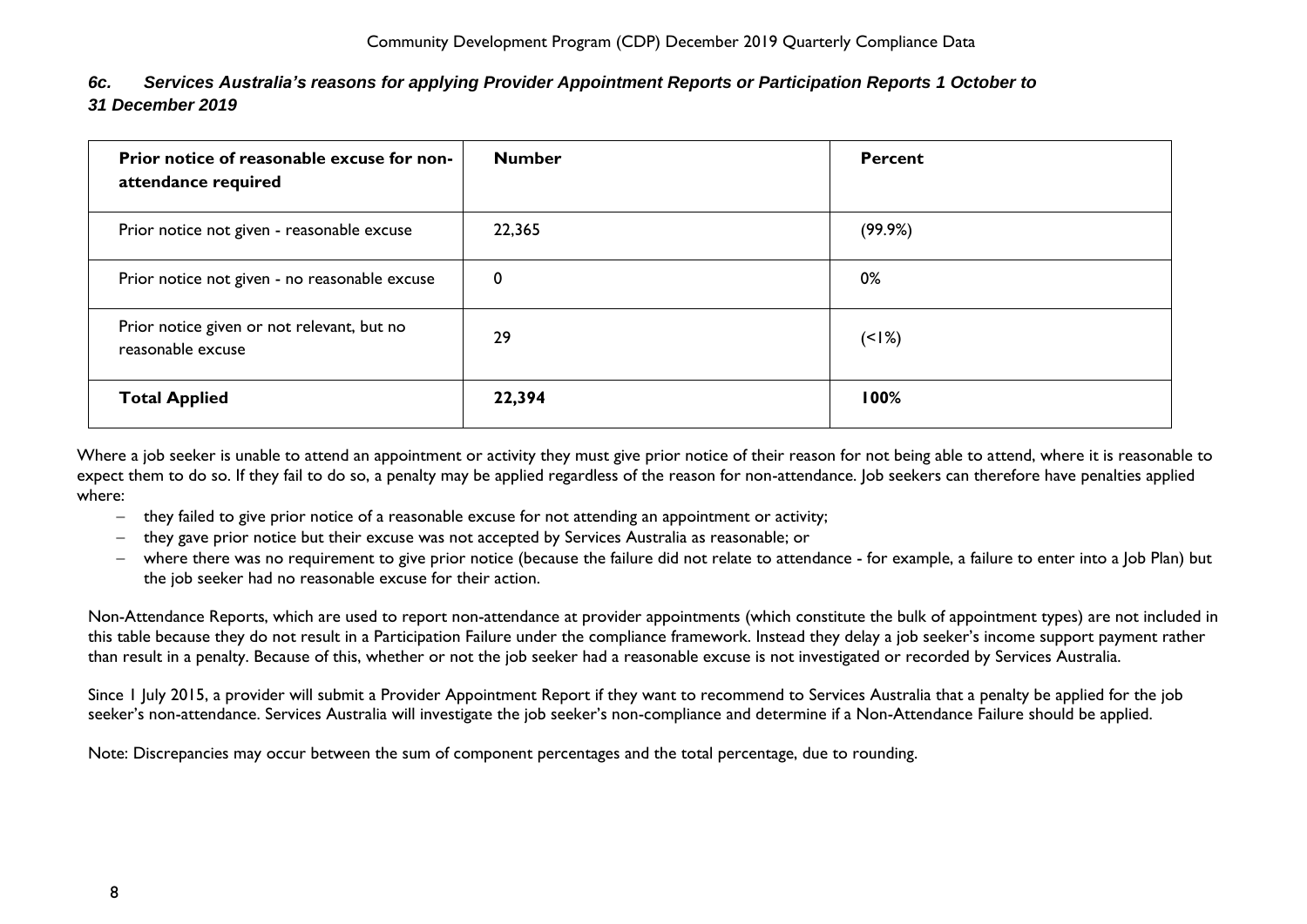### *6c. Services Australia's reasons for applying Provider Appointment Reports or Participation Reports 1 October to 31 December 2019*

| Prior notice of reasonable excuse for non-attendance required | Number | Percent |
|---|---|---|
| Prior notice not given - reasonable excuse | 22,365 | (99.9%) |
| Prior notice not given - no reasonable excuse | 0 | 0% |
| Prior notice given or not relevant, but no reasonable excuse | 29 | (<1%) |
| **Total Applied** | **22,394** | **100%** |

Where a job seeker is unable to attend an appointment or activity they must give prior notice of their reason for not being able to attend, where it is reasonable to expect them to do so. If they fail to do so, a penalty may be applied regardless of the reason for non-attendance. Job seekers can therefore have penalties applied where:

- they failed to give prior notice of a reasonable excuse for not attending an appointment or activity;
- they gave prior notice but their excuse was not accepted by Services Australia as reasonable; or
- where there was no requirement to give prior notice (because the failure did not relate to attendance - for example, a failure to enter into a Job Plan) but the job seeker had no reasonable excuse for their action.

Non-Attendance Reports, which are used to report non-attendance at provider appointments (which constitute the bulk of appointment types) are not included in this table because they do not result in a Participation Failure under the compliance framework. Instead they delay a job seeker's income support payment rather than result in a penalty. Because of this, whether or not the job seeker had a reasonable excuse is not investigated or recorded by Services Australia.

Since 1 July 2015, a provider will submit a Provider Appointment Report if they want to recommend to Services Australia that a penalty be applied for the job seeker's non-attendance. Services Australia will investigate the job seeker's non-compliance and determine if a Non-Attendance Failure should be applied.

Note: Discrepancies may occur between the sum of component percentages and the total percentage, due to rounding.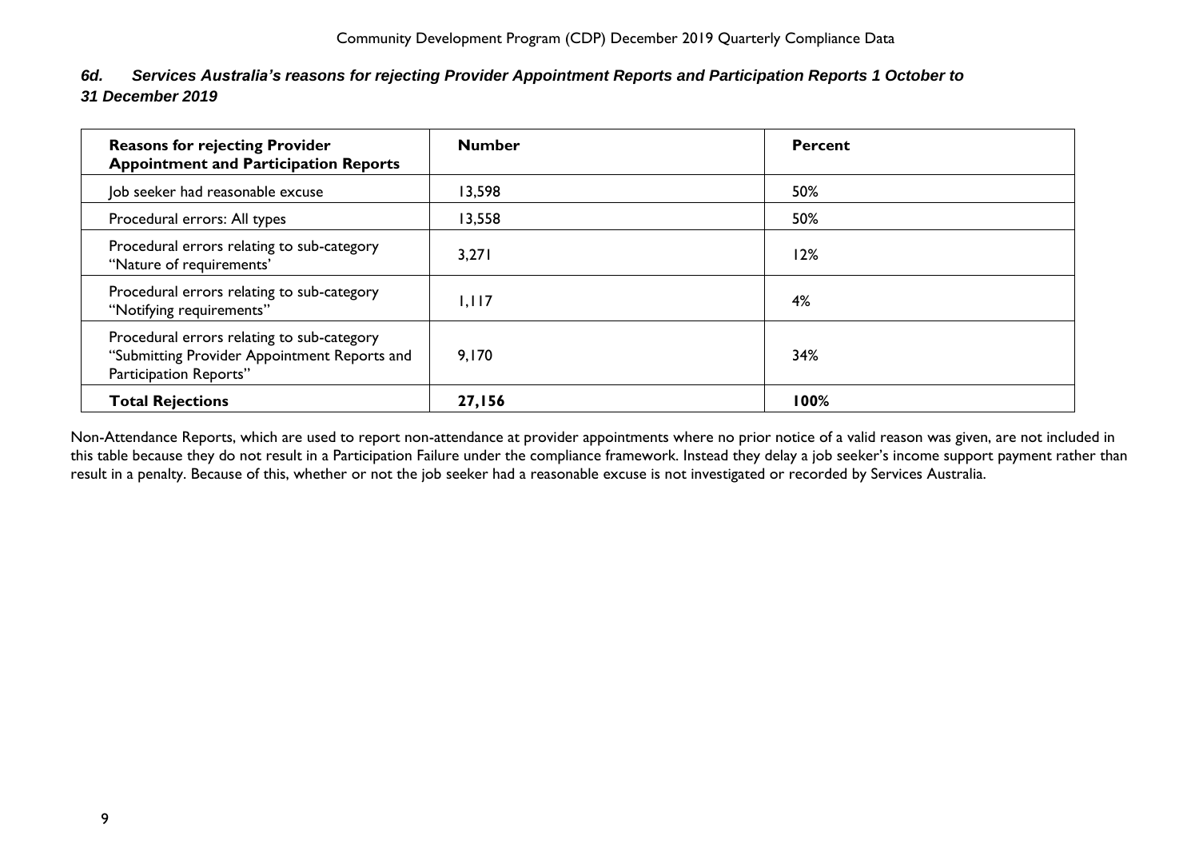### *6d. Services Australia's reasons for rejecting Provider Appointment Reports and Participation Reports 1 October to 31 December 2019*

| Reasons for rejecting Provider Appointment and Participation Reports | Number | Percent |
|---|---|---|
| Job seeker had reasonable excuse | 13,598 | 50% |
| Procedural errors: All types | 13,558 | 50% |
| Procedural errors relating to sub-category "Nature of requirements' | 3,271 | 12% |
| Procedural errors relating to sub-category "Notifying requirements" | 1,117 | 4% |
| Procedural errors relating to sub-category "Submitting Provider Appointment Reports and Participation Reports" | 9,170 | 34% |
| **Total Rejections** | **27,156** | **100%** |

Non-Attendance Reports, which are used to report non-attendance at provider appointments where no prior notice of a valid reason was given, are not included in this table because they do not result in a Participation Failure under the compliance framework. Instead they delay a job seeker's income support payment rather than result in a penalty. Because of this, whether or not the job seeker had a reasonable excuse is not investigated or recorded by Services Australia.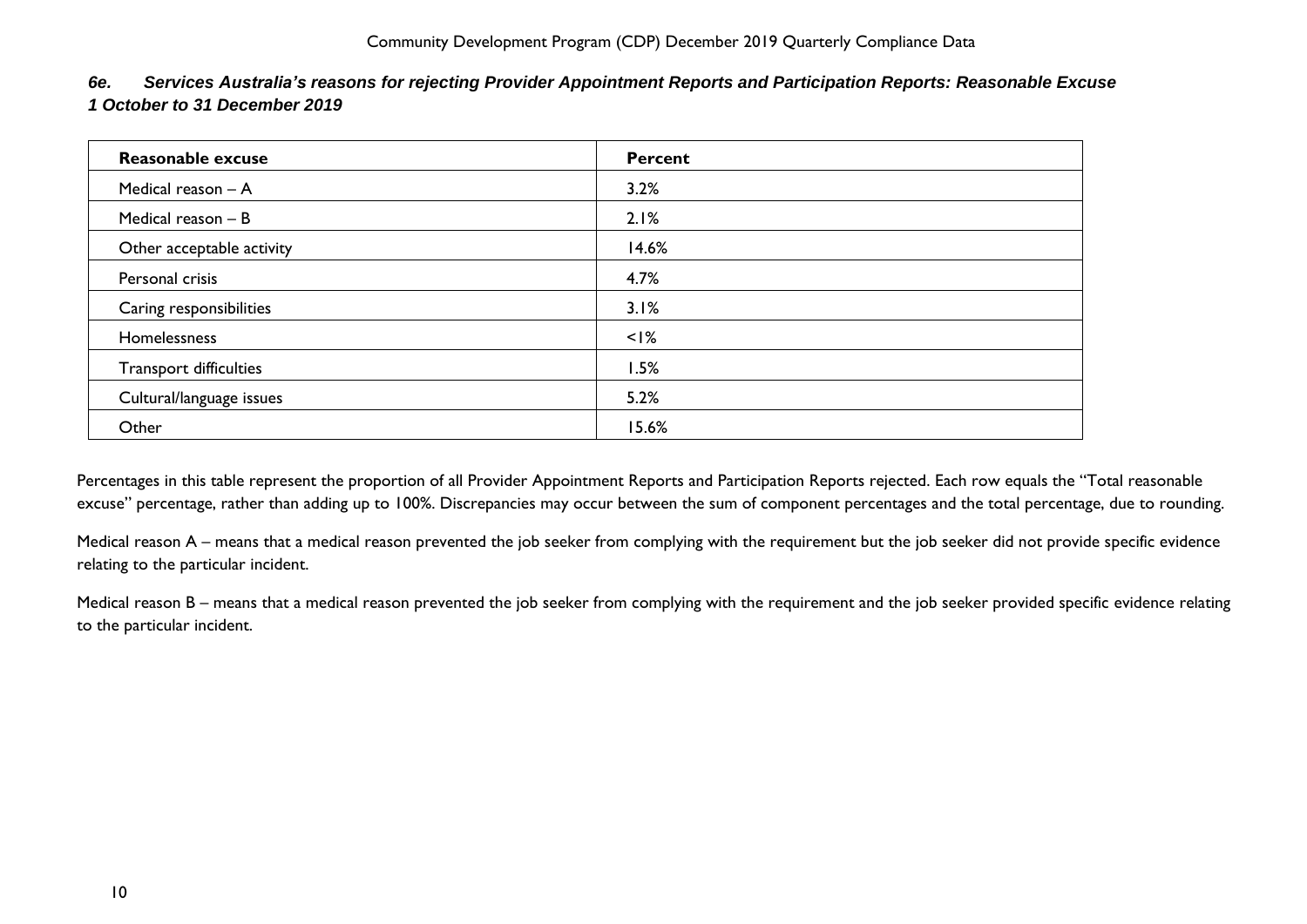### *6e. Services Australia's reasons for rejecting Provider Appointment Reports and Participation Reports: Reasonable Excuse 1 October to 31 December 2019*

| Reasonable excuse | Percent |
|---|---|
| Medical reason – A | 3.2% |
| Medical reason – B | 2.1% |
| Other acceptable activity | 14.6% |
| Personal crisis | 4.7% |
| Caring responsibilities | 3.1% |
| Homelessness | <1% |
| Transport difficulties | 1.5% |
| Cultural/language issues | 5.2% |
| Other | 15.6% |

Percentages in this table represent the proportion of all Provider Appointment Reports and Participation Reports rejected. Each row equals the "Total reasonable excuse" percentage, rather than adding up to 100%. Discrepancies may occur between the sum of component percentages and the total percentage, due to rounding.

Medical reason A – means that a medical reason prevented the job seeker from complying with the requirement but the job seeker did not provide specific evidence relating to the particular incident.

Medical reason B – means that a medical reason prevented the job seeker from complying with the requirement and the job seeker provided specific evidence relating to the particular incident.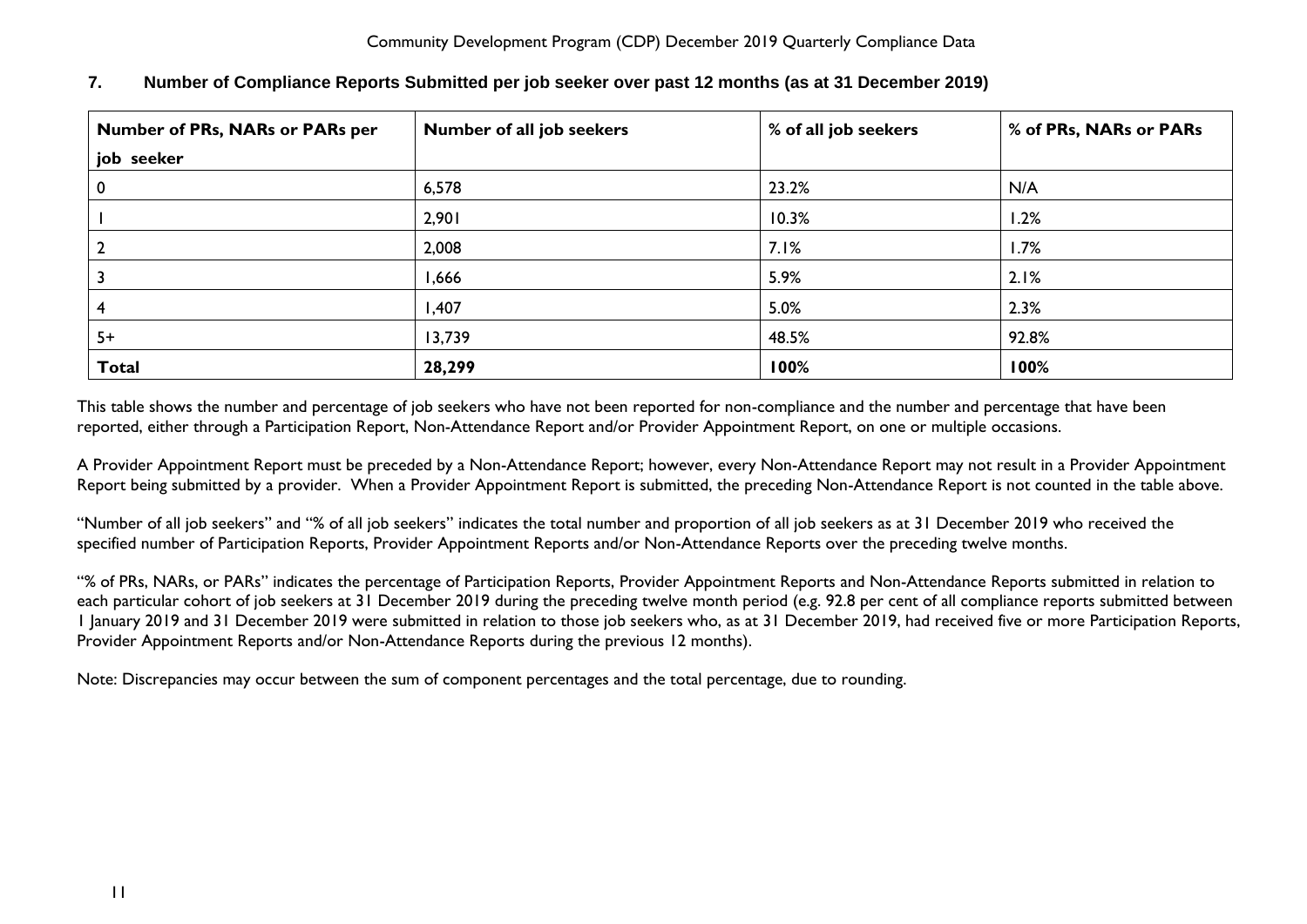## 7. Number of Compliance Reports Submitted per job seeker over past 12 months (as at 31 December 2019)

| Number of PRs, NARs or PARs per job seeker | Number of all job seekers | % of all job seekers | % of PRs, NARs or PARs |
|---|---|---|---|
| 0 | 6,578 | 23.2% | N/A |
| 1 | 2,901 | 10.3% | 1.2% |
| 2 | 2,008 | 7.1% | 1.7% |
| 3 | 1,666 | 5.9% | 2.1% |
| 4 | 1,407 | 5.0% | 2.3% |
| 5+ | 13,739 | 48.5% | 92.8% |
| **Total** | **28,299** | **100%** | **100%** |

This table shows the number and percentage of job seekers who have not been reported for non-compliance and the number and percentage that have been reported, either through a Participation Report, Non-Attendance Report and/or Provider Appointment Report, on one or multiple occasions.

A Provider Appointment Report must be preceded by a Non-Attendance Report; however, every Non-Attendance Report may not result in a Provider Appointment Report being submitted by a provider. When a Provider Appointment Report is submitted, the preceding Non-Attendance Report is not counted in the table above.

"Number of all job seekers" and "% of all job seekers" indicates the total number and proportion of all job seekers as at 31 December 2019 who received the specified number of Participation Reports, Provider Appointment Reports and/or Non-Attendance Reports over the preceding twelve months.

"% of PRs, NARs, or PARs" indicates the percentage of Participation Reports, Provider Appointment Reports and Non-Attendance Reports submitted in relation to each particular cohort of job seekers at 31 December 2019 during the preceding twelve month period (e.g. 92.8 per cent of all compliance reports submitted between 1 January 2019 and 31 December 2019 were submitted in relation to those job seekers who, as at 31 December 2019, had received five or more Participation Reports, Provider Appointment Reports and/or Non-Attendance Reports during the previous 12 months).

Note: Discrepancies may occur between the sum of component percentages and the total percentage, due to rounding.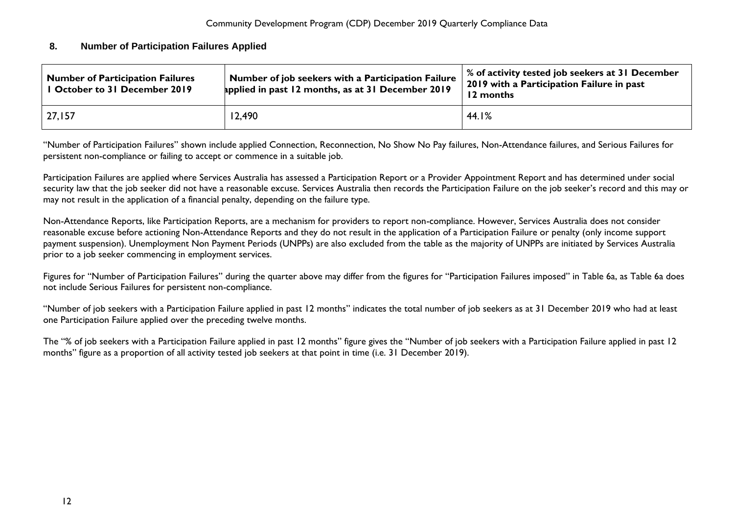## 8. Number of Participation Failures Applied

| Number of Participation Failures 1 October to 31 December 2019 | Number of job seekers with a Participation Failure applied in past 12 months, as at 31 December 2019 | % of activity tested job seekers at 31 December 2019 with a Participation Failure in past 12 months |
|---|---|---|
| 27,157 | 12,490 | 44.1% |

"Number of Participation Failures" shown include applied Connection, Reconnection, No Show No Pay failures, Non-Attendance failures, and Serious Failures for persistent non-compliance or failing to accept or commence in a suitable job.

Participation Failures are applied where Services Australia has assessed a Participation Report or a Provider Appointment Report and has determined under social security law that the job seeker did not have a reasonable excuse. Services Australia then records the Participation Failure on the job seeker's record and this may or may not result in the application of a financial penalty, depending on the failure type.

Non-Attendance Reports, like Participation Reports, are a mechanism for providers to report non-compliance. However, Services Australia does not consider reasonable excuse before actioning Non-Attendance Reports and they do not result in the application of a Participation Failure or penalty (only income support payment suspension). Unemployment Non Payment Periods (UNPPs) are also excluded from the table as the majority of UNPPs are initiated by Services Australia prior to a job seeker commencing in employment services.

Figures for "Number of Participation Failures" during the quarter above may differ from the figures for "Participation Failures imposed" in Table 6a, as Table 6a does not include Serious Failures for persistent non-compliance.

"Number of job seekers with a Participation Failure applied in past 12 months" indicates the total number of job seekers as at 31 December 2019 who had at least one Participation Failure applied over the preceding twelve months.

The "% of job seekers with a Participation Failure applied in past 12 months" figure gives the "Number of job seekers with a Participation Failure applied in past 12 months" figure as a proportion of all activity tested job seekers at that point in time (i.e. 31 December 2019).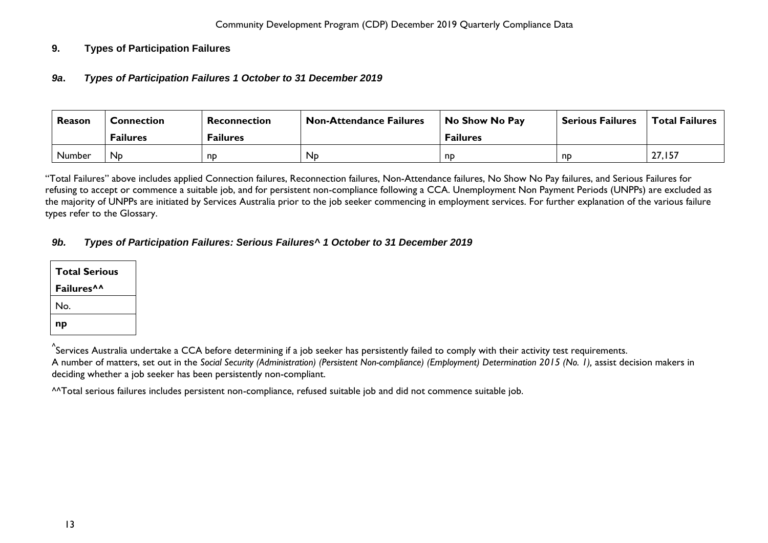## 9. Types of Participation Failures

### *9a. Types of Participation Failures 1 October to 31 December 2019*

| Reason | Connection Failures | Reconnection Failures | Non-Attendance Failures | No Show No Pay Failures | Serious Failures | Total Failures |
|---|---|---|---|---|---|---|
| Number | Np | np | Np | np | np | 27,157 |

"Total Failures" above includes applied Connection failures, Reconnection failures, Non-Attendance failures, No Show No Pay failures, and Serious Failures for refusing to accept or commence a suitable job, and for persistent non-compliance following a CCA. Unemployment Non Payment Periods (UNPPs) are excluded as the majority of UNPPs are initiated by Services Australia prior to the job seeker commencing in employment services. For further explanation of the various failure types refer to the Glossary.

### *9b. Types of Participation Failures: Serious Failures^ 1 October to 31 December 2019*

| Total Serious Failures^^ |
|---|
| No. |
| **np** |

^Services Australia undertake a CCA before determining if a job seeker has persistently failed to comply with their activity test requirements.
A number of matters, set out in the *Social Security (Administration) (Persistent Non-compliance) (Employment) Determination 2015 (No. 1)*, assist decision makers in deciding whether a job seeker has been persistently non-compliant.

^^Total serious failures includes persistent non-compliance, refused suitable job and did not commence suitable job.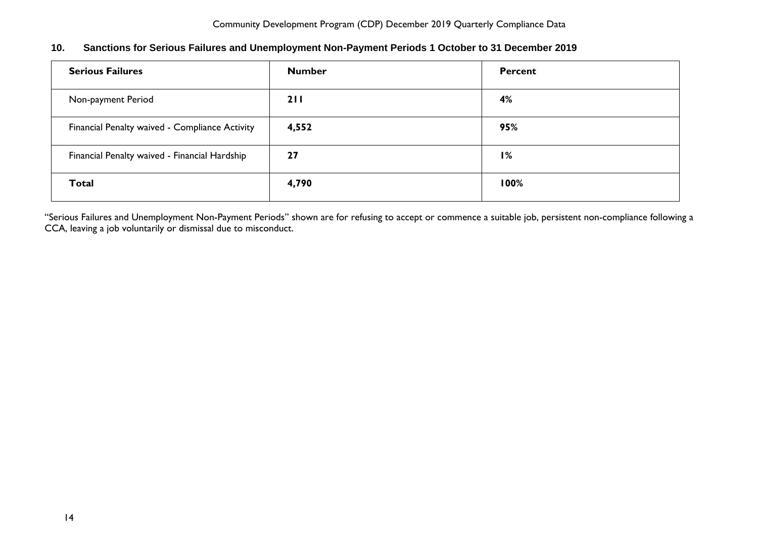## 10. Sanctions for Serious Failures and Unemployment Non-Payment Periods 1 October to 31 December 2019

| **Serious Failures** | **Number** | **Percent** |
|---|---|---|
| Non-payment Period | **211** | **4%** |
| Financial Penalty waived - Compliance Activity | **4,552** | **95%** |
| Financial Penalty waived - Financial Hardship | **27** | **1%** |
| **Total** | **4,790** | **100%** |

"Serious Failures and Unemployment Non-Payment Periods" shown are for refusing to accept or commence a suitable job, persistent non-compliance following a CCA, leaving a job voluntarily or dismissal due to misconduct.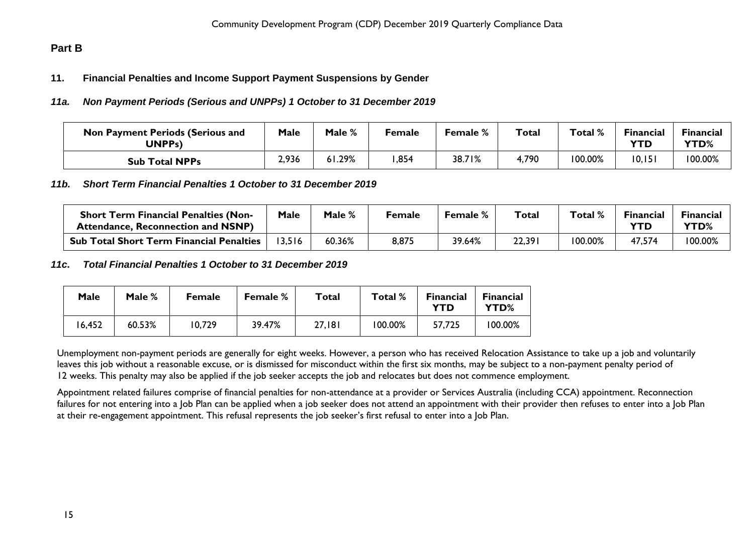## Part B

### 11. Financial Penalties and Income Support Payment Suspensions by Gender

#### *11a. Non Payment Periods (Serious and UNPPs) 1 October to 31 December 2019*

| Non Payment Periods (Serious and UNPPs) | Male | Male % | Female | Female % | Total | Total % | Financial YTD | Financial YTD% |
|---|---|---|---|---|---|---|---|---|
| **Sub Total NPPs** | 2,936 | 61.29% | 1,854 | 38.71% | 4,790 | 100.00% | 10,151 | 100.00% |

#### *11b. Short Term Financial Penalties 1 October to 31 December 2019*

| Short Term Financial Penalties (Non-Attendance, Reconnection and NSNP) | Male | Male % | Female | Female % | Total | Total % | Financial YTD | Financial YTD% |
|---|---|---|---|---|---|---|---|---|
| **Sub Total Short Term Financial Penalties** | 13,516 | 60.36% | 8,875 | 39.64% | 22,391 | 100.00% | 47,574 | 100.00% |

#### *11c. Total Financial Penalties 1 October to 31 December 2019*

| Male | Male % | Female | Female % | Total | Total % | Financial YTD | Financial YTD% |
|---|---|---|---|---|---|---|---|
| 16,452 | 60.53% | 10,729 | 39.47% | 27,181 | 100.00% | 57,725 | 100.00% |

Unemployment non-payment periods are generally for eight weeks. However, a person who has received Relocation Assistance to take up a job and voluntarily leaves this job without a reasonable excuse, or is dismissed for misconduct within the first six months, may be subject to a non-payment penalty period of 12 weeks. This penalty may also be applied if the job seeker accepts the job and relocates but does not commence employment.

Appointment related failures comprise of financial penalties for non-attendance at a provider or Services Australia (including CCA) appointment. Reconnection failures for not entering into a Job Plan can be applied when a job seeker does not attend an appointment with their provider then refuses to enter into a Job Plan at their re-engagement appointment. This refusal represents the job seeker's first refusal to enter into a Job Plan.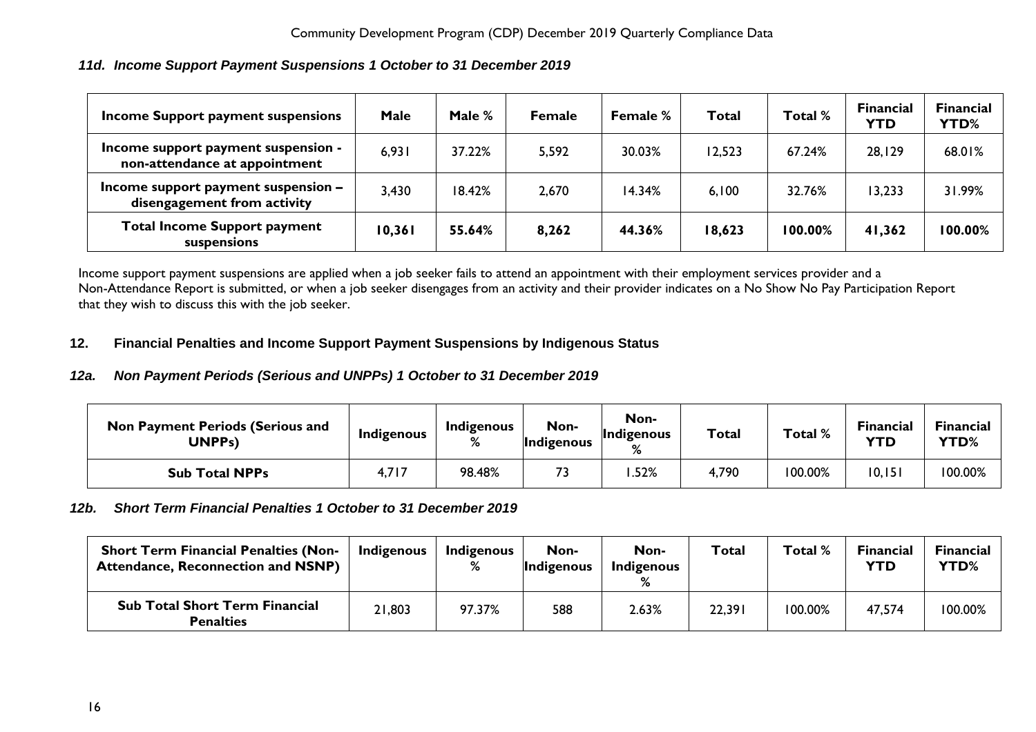### *11d. Income Support Payment Suspensions 1 October to 31 December 2019*

| Income Support payment suspensions | Male | Male % | Female | Female % | Total | Total % | Financial YTD | Financial YTD% |
|---|---|---|---|---|---|---|---|---|
| Income support payment suspension - non-attendance at appointment | 6,931 | 37.22% | 5,592 | 30.03% | 12,523 | 67.24% | 28,129 | 68.01% |
| Income support payment suspension – disengagement from activity | 3,430 | 18.42% | 2,670 | 14.34% | 6,100 | 32.76% | 13,233 | 31.99% |
| **Total Income Support payment suspensions** | **10,361** | **55.64%** | **8,262** | **44.36%** | **18,623** | **100.00%** | **41,362** | **100.00%** |

Income support payment suspensions are applied when a job seeker fails to attend an appointment with their employment services provider and a Non-Attendance Report is submitted, or when a job seeker disengages from an activity and their provider indicates on a No Show No Pay Participation Report that they wish to discuss this with the job seeker.

## 12. Financial Penalties and Income Support Payment Suspensions by Indigenous Status

### *12a. Non Payment Periods (Serious and UNPPs) 1 October to 31 December 2019*

| Non Payment Periods (Serious and UNPPs) | Indigenous | Indigenous % | Non-Indigenous | Non-Indigenous % | Total | Total % | Financial YTD | Financial YTD% |
|---|---|---|---|---|---|---|---|---|
| **Sub Total NPPs** | 4,717 | 98.48% | 73 | 1.52% | 4,790 | 100.00% | 10,151 | 100.00% |

### *12b. Short Term Financial Penalties 1 October to 31 December 2019*

| Short Term Financial Penalties (Non-Attendance, Reconnection and NSNP) | Indigenous | Indigenous % | Non-Indigenous | Non-Indigenous % | Total | Total % | Financial YTD | Financial YTD% |
|---|---|---|---|---|---|---|---|---|
| **Sub Total Short Term Financial Penalties** | 21,803 | 97.37% | 588 | 2.63% | 22,391 | 100.00% | 47,574 | 100.00% |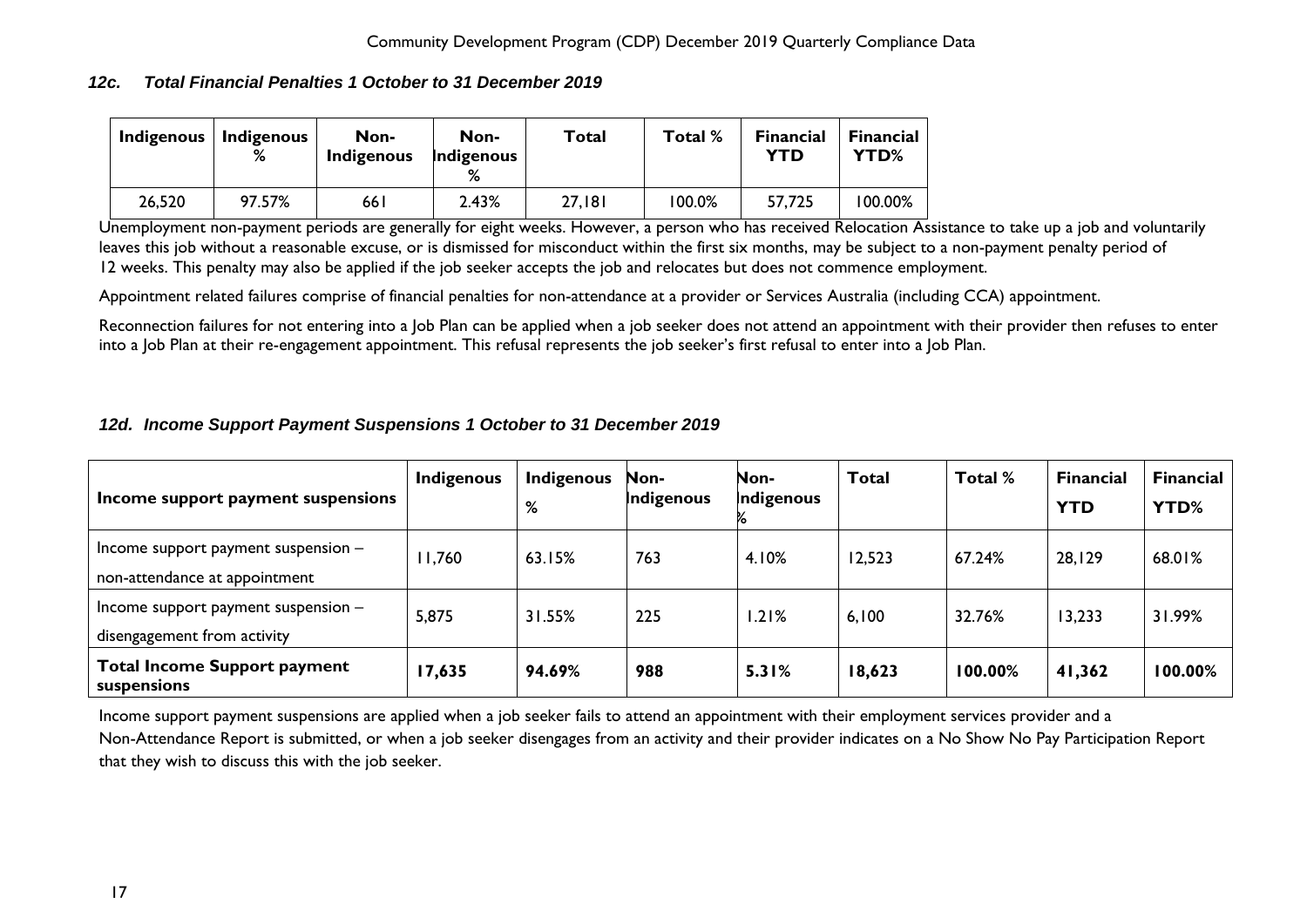### *12c. Total Financial Penalties 1 October to 31 December 2019*

| Indigenous | Indigenous % | Non-Indigenous | Non-Indigenous % | Total | Total % | Financial YTD | Financial YTD% |
|---|---|---|---|---|---|---|---|
| 26,520 | 97.57% | 661 | 2.43% | 27,181 | 100.0% | 57,725 | 100.00% |

Unemployment non-payment periods are generally for eight weeks. However, a person who has received Relocation Assistance to take up a job and voluntarily leaves this job without a reasonable excuse, or is dismissed for misconduct within the first six months, may be subject to a non-payment penalty period of 12 weeks. This penalty may also be applied if the job seeker accepts the job and relocates but does not commence employment.

Appointment related failures comprise of financial penalties for non-attendance at a provider or Services Australia (including CCA) appointment.

Reconnection failures for not entering into a Job Plan can be applied when a job seeker does not attend an appointment with their provider then refuses to enter into a Job Plan at their re-engagement appointment. This refusal represents the job seeker's first refusal to enter into a Job Plan.

### *12d. Income Support Payment Suspensions 1 October to 31 December 2019*

| Income support payment suspensions | Indigenous | Indigenous % | Non-Indigenous | Non-Indigenous % | Total | Total % | Financial YTD | Financial YTD% |
|---|---|---|---|---|---|---|---|---|
| Income support payment suspension – non-attendance at appointment | 11,760 | 63.15% | 763 | 4.10% | 12,523 | 67.24% | 28,129 | 68.01% |
| Income support payment suspension – disengagement from activity | 5,875 | 31.55% | 225 | 1.21% | 6,100 | 32.76% | 13,233 | 31.99% |
| **Total Income Support payment suspensions** | **17,635** | **94.69%** | **988** | **5.31%** | **18,623** | **100.00%** | **41,362** | **100.00%** |

Income support payment suspensions are applied when a job seeker fails to attend an appointment with their employment services provider and a Non-Attendance Report is submitted, or when a job seeker disengages from an activity and their provider indicates on a No Show No Pay Participation Report that they wish to discuss this with the job seeker.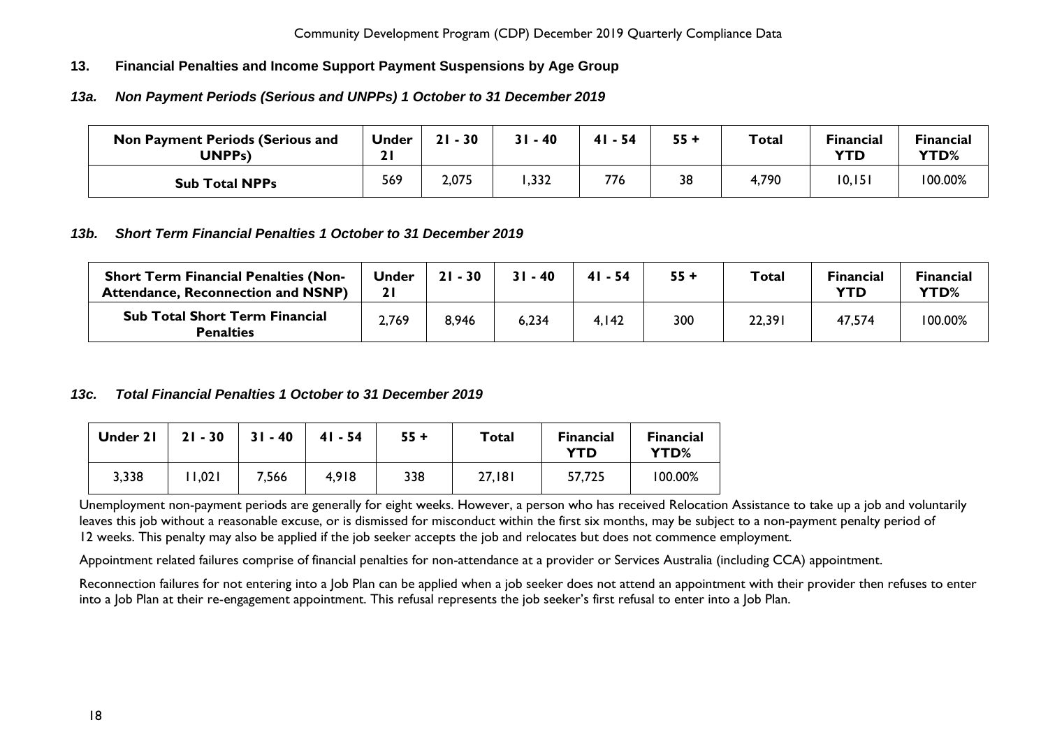## 13. Financial Penalties and Income Support Payment Suspensions by Age Group

### *13a. Non Payment Periods (Serious and UNPPs) 1 October to 31 December 2019*

| Non Payment Periods (Serious and UNPPs) | Under 21 | 21 - 30 | 31 - 40 | 41 - 54 | 55 + | Total | Financial YTD | Financial YTD% |
|---|---|---|---|---|---|---|---|---|
| **Sub Total NPPs** | 569 | 2,075 | 1,332 | 776 | 38 | 4,790 | 10,151 | 100.00% |

### *13b. Short Term Financial Penalties 1 October to 31 December 2019*

| Short Term Financial Penalties (Non-Attendance, Reconnection and NSNP) | Under 21 | 21 - 30 | 31 - 40 | 41 - 54 | 55 + | Total | Financial YTD | Financial YTD% |
|---|---|---|---|---|---|---|---|---|
| **Sub Total Short Term Financial Penalties** | 2,769 | 8,946 | 6,234 | 4,142 | 300 | 22,391 | 47,574 | 100.00% |

### *13c. Total Financial Penalties 1 October to 31 December 2019*

| Under 21 | 21 - 30 | 31 - 40 | 41 - 54 | 55 + | Total | Financial YTD | Financial YTD% |
|---|---|---|---|---|---|---|---|
| 3,338 | 11,021 | 7,566 | 4,918 | 338 | 27,181 | 57,725 | 100.00% |

Unemployment non-payment periods are generally for eight weeks. However, a person who has received Relocation Assistance to take up a job and voluntarily leaves this job without a reasonable excuse, or is dismissed for misconduct within the first six months, may be subject to a non-payment penalty period of 12 weeks. This penalty may also be applied if the job seeker accepts the job and relocates but does not commence employment.

Appointment related failures comprise of financial penalties for non-attendance at a provider or Services Australia (including CCA) appointment.

Reconnection failures for not entering into a Job Plan can be applied when a job seeker does not attend an appointment with their provider then refuses to enter into a Job Plan at their re-engagement appointment. This refusal represents the job seeker's first refusal to enter into a Job Plan.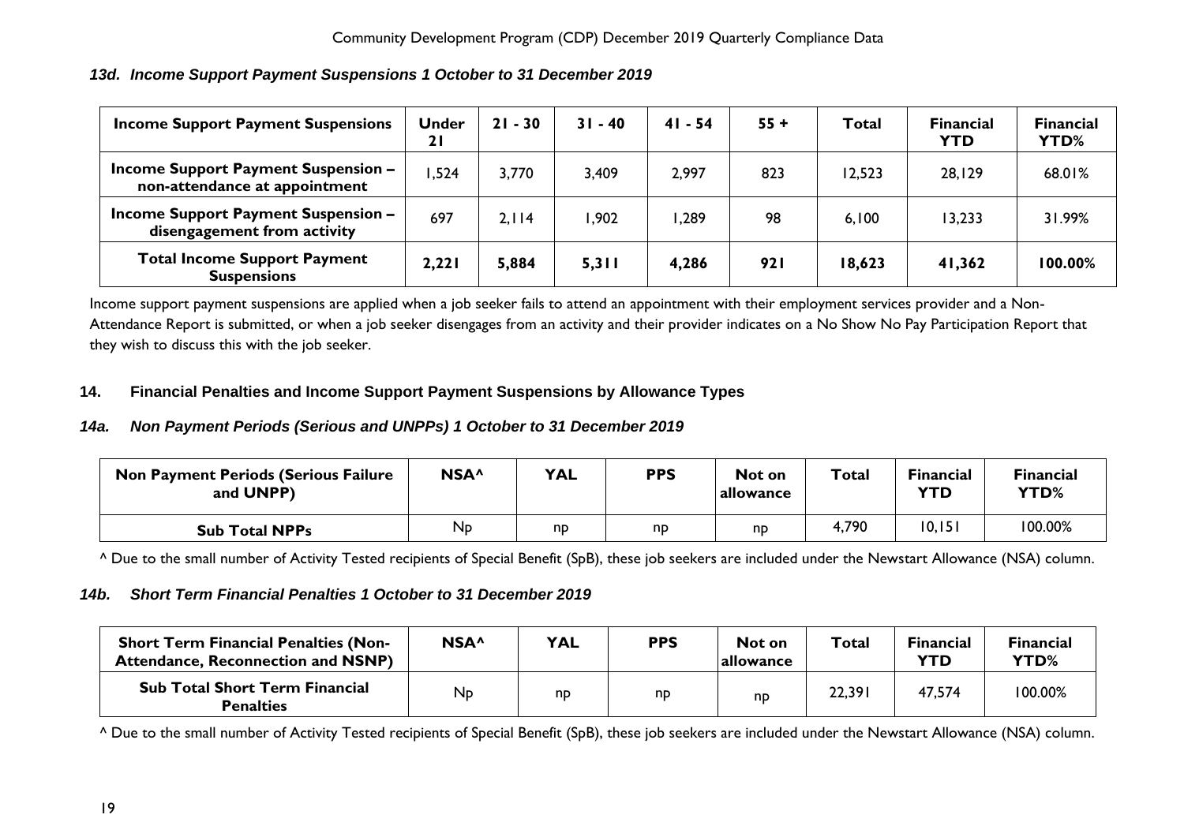### *13d. Income Support Payment Suspensions 1 October to 31 December 2019*

| Income Support Payment Suspensions | Under 21 | 21 - 30 | 31 - 40 | 41 - 54 | 55 + | Total | Financial YTD | Financial YTD% |
|---|---|---|---|---|---|---|---|---|
| **Income Support Payment Suspension – non-attendance at appointment** | 1,524 | 3,770 | 3,409 | 2,997 | 823 | 12,523 | 28,129 | 68.01% |
| **Income Support Payment Suspension – disengagement from activity** | 697 | 2,114 | 1,902 | 1,289 | 98 | 6,100 | 13,233 | 31.99% |
| **Total Income Support Payment Suspensions** | **2,221** | **5,884** | **5,311** | **4,286** | **921** | **18,623** | **41,362** | **100.00%** |

Income support payment suspensions are applied when a job seeker fails to attend an appointment with their employment services provider and a Non-Attendance Report is submitted, or when a job seeker disengages from an activity and their provider indicates on a No Show No Pay Participation Report that they wish to discuss this with the job seeker.

## 14. Financial Penalties and Income Support Payment Suspensions by Allowance Types

### *14a. Non Payment Periods (Serious and UNPPs) 1 October to 31 December 2019*

| Non Payment Periods (Serious Failure and UNPP) | NSA^ | YAL | PPS | Not on allowance | Total | Financial YTD | Financial YTD% |
|---|---|---|---|---|---|---|---|
| **Sub Total NPPs** | Np | np | np | np | 4,790 | 10,151 | 100.00% |

^ Due to the small number of Activity Tested recipients of Special Benefit (SpB), these job seekers are included under the Newstart Allowance (NSA) column.

### *14b. Short Term Financial Penalties 1 October to 31 December 2019*

| Short Term Financial Penalties (Non-Attendance, Reconnection and NSNP) | NSA^ | YAL | PPS | Not on allowance | Total | Financial YTD | Financial YTD% |
|---|---|---|---|---|---|---|---|
| **Sub Total Short Term Financial Penalties** | Np | np | np | np | 22,391 | 47,574 | 100.00% |

^ Due to the small number of Activity Tested recipients of Special Benefit (SpB), these job seekers are included under the Newstart Allowance (NSA) column.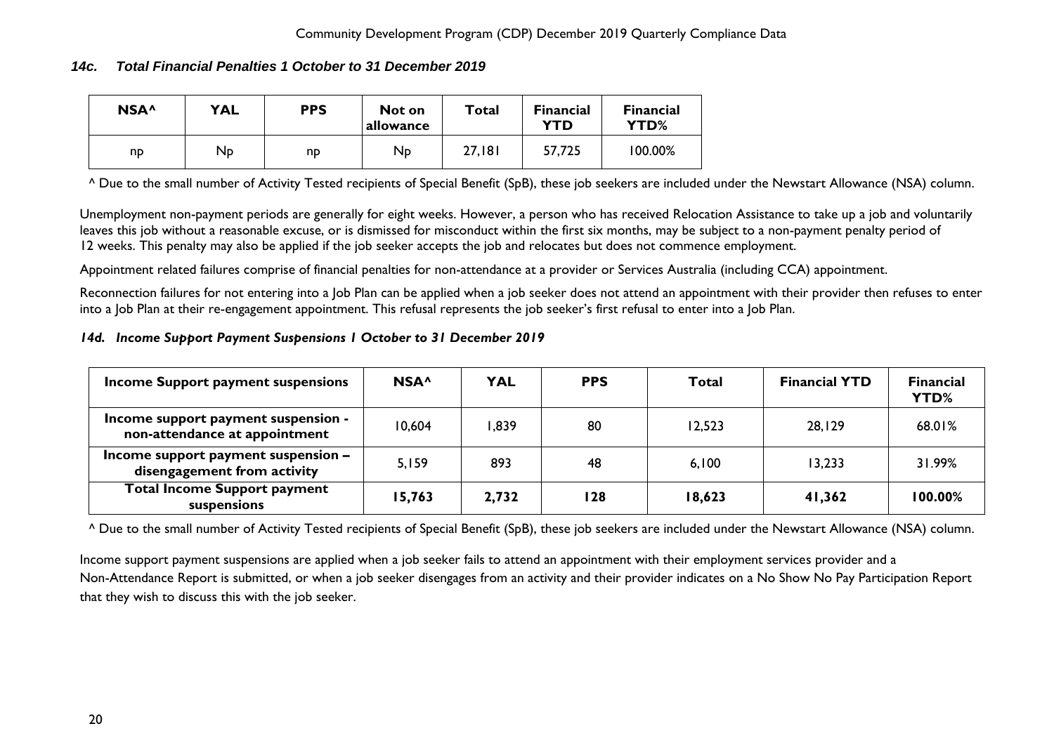### *14c. Total Financial Penalties 1 October to 31 December 2019*

| NSA^ | YAL | PPS | Not on allowance | Total | Financial YTD | Financial YTD% |
|---|---|---|---|---|---|---|
| np | Np | np | Np | 27,181 | 57,725 | 100.00% |

^ Due to the small number of Activity Tested recipients of Special Benefit (SpB), these job seekers are included under the Newstart Allowance (NSA) column.

Unemployment non-payment periods are generally for eight weeks. However, a person who has received Relocation Assistance to take up a job and voluntarily leaves this job without a reasonable excuse, or is dismissed for misconduct within the first six months, may be subject to a non-payment penalty period of 12 weeks. This penalty may also be applied if the job seeker accepts the job and relocates but does not commence employment.

Appointment related failures comprise of financial penalties for non-attendance at a provider or Services Australia (including CCA) appointment.

Reconnection failures for not entering into a Job Plan can be applied when a job seeker does not attend an appointment with their provider then refuses to enter into a Job Plan at their re-engagement appointment. This refusal represents the job seeker's first refusal to enter into a Job Plan.

### *14d. Income Support Payment Suspensions 1 October to 31 December 2019*

| Income Support payment suspensions | NSA^ | YAL | PPS | Total | Financial YTD | Financial YTD% |
|---|---|---|---|---|---|---|
| Income support payment suspension - non-attendance at appointment | 10,604 | 1,839 | 80 | 12,523 | 28,129 | 68.01% |
| Income support payment suspension – disengagement from activity | 5,159 | 893 | 48 | 6,100 | 13,233 | 31.99% |
| **Total Income Support payment suspensions** | **15,763** | **2,732** | **128** | **18,623** | **41,362** | **100.00%** |

^ Due to the small number of Activity Tested recipients of Special Benefit (SpB), these job seekers are included under the Newstart Allowance (NSA) column.

Income support payment suspensions are applied when a job seeker fails to attend an appointment with their employment services provider and a Non-Attendance Report is submitted, or when a job seeker disengages from an activity and their provider indicates on a No Show No Pay Participation Report that they wish to discuss this with the job seeker.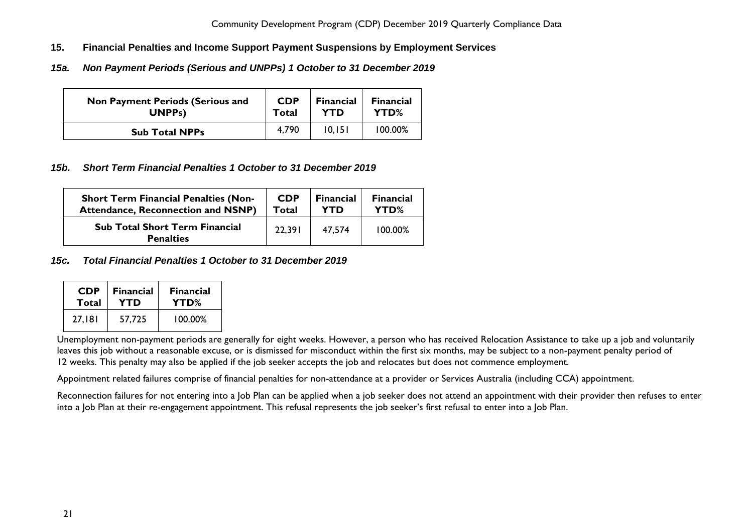## 15. Financial Penalties and Income Support Payment Suspensions by Employment Services

### *15a. Non Payment Periods (Serious and UNPPs) 1 October to 31 December 2019*

| Non Payment Periods (Serious and UNPPs) | CDP Total | Financial YTD | Financial YTD% |
|---|---|---|---|
| Sub Total NPPs | 4,790 | 10,151 | 100.00% |

### *15b. Short Term Financial Penalties 1 October to 31 December 2019*

| Short Term Financial Penalties (Non-Attendance, Reconnection and NSNP) | CDP Total | Financial YTD | Financial YTD% |
|---|---|---|---|
| Sub Total Short Term Financial Penalties | 22,391 | 47,574 | 100.00% |

### *15c. Total Financial Penalties 1 October to 31 December 2019*

| CDP Total | Financial YTD | Financial YTD% |
|---|---|---|
| 27,181 | 57,725 | 100.00% |

Unemployment non-payment periods are generally for eight weeks. However, a person who has received Relocation Assistance to take up a job and voluntarily leaves this job without a reasonable excuse, or is dismissed for misconduct within the first six months, may be subject to a non-payment penalty period of 12 weeks. This penalty may also be applied if the job seeker accepts the job and relocates but does not commence employment.

Appointment related failures comprise of financial penalties for non-attendance at a provider or Services Australia (including CCA) appointment.

Reconnection failures for not entering into a Job Plan can be applied when a job seeker does not attend an appointment with their provider then refuses to enter into a Job Plan at their re-engagement appointment. This refusal represents the job seeker's first refusal to enter into a Job Plan.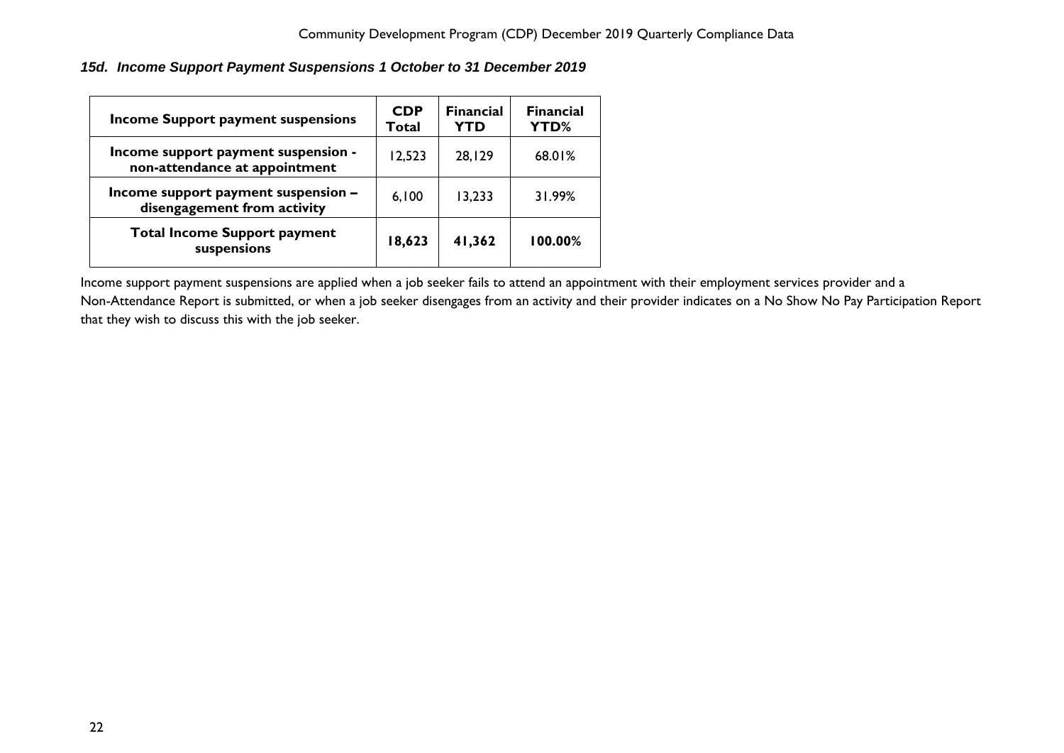### *15d. Income Support Payment Suspensions 1 October to 31 December 2019*

| Income Support payment suspensions | CDP Total | Financial YTD | Financial YTD% |
|---|---|---|---|
| Income support payment suspension - non-attendance at appointment | 12,523 | 28,129 | 68.01% |
| Income support payment suspension – disengagement from activity | 6,100 | 13,233 | 31.99% |
| **Total Income Support payment suspensions** | **18,623** | **41,362** | **100.00%** |

Income support payment suspensions are applied when a job seeker fails to attend an appointment with their employment services provider and a Non-Attendance Report is submitted, or when a job seeker disengages from an activity and their provider indicates on a No Show No Pay Participation Report that they wish to discuss this with the job seeker.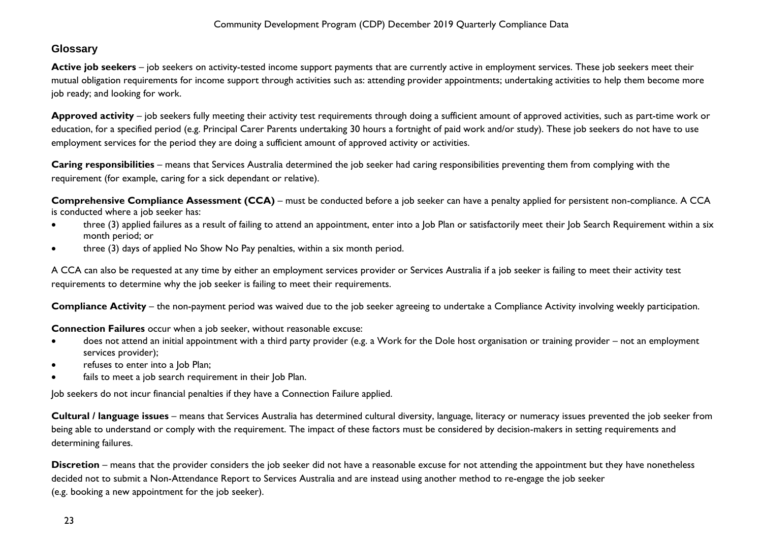## Glossary

**Active job seekers** – job seekers on activity-tested income support payments that are currently active in employment services. These job seekers meet their mutual obligation requirements for income support through activities such as: attending provider appointments; undertaking activities to help them become more job ready; and looking for work.

**Approved activity** – job seekers fully meeting their activity test requirements through doing a sufficient amount of approved activities, such as part-time work or education, for a specified period (e.g. Principal Carer Parents undertaking 30 hours a fortnight of paid work and/or study). These job seekers do not have to use employment services for the period they are doing a sufficient amount of approved activity or activities.

**Caring responsibilities** – means that Services Australia determined the job seeker had caring responsibilities preventing them from complying with the requirement (for example, caring for a sick dependant or relative).

**Comprehensive Compliance Assessment (CCA)** – must be conducted before a job seeker can have a penalty applied for persistent non-compliance. A CCA is conducted where a job seeker has:

- three (3) applied failures as a result of failing to attend an appointment, enter into a Job Plan or satisfactorily meet their Job Search Requirement within a six month period; or
- three (3) days of applied No Show No Pay penalties, within a six month period.

A CCA can also be requested at any time by either an employment services provider or Services Australia if a job seeker is failing to meet their activity test requirements to determine why the job seeker is failing to meet their requirements.

**Compliance Activity** – the non-payment period was waived due to the job seeker agreeing to undertake a Compliance Activity involving weekly participation.

**Connection Failures** occur when a job seeker, without reasonable excuse:

- does not attend an initial appointment with a third party provider (e.g. a Work for the Dole host organisation or training provider – not an employment services provider);
- refuses to enter into a Job Plan;
- fails to meet a job search requirement in their Job Plan.

Job seekers do not incur financial penalties if they have a Connection Failure applied.

**Cultural / language issues** – means that Services Australia has determined cultural diversity, language, literacy or numeracy issues prevented the job seeker from being able to understand or comply with the requirement. The impact of these factors must be considered by decision-makers in setting requirements and determining failures.

**Discretion** – means that the provider considers the job seeker did not have a reasonable excuse for not attending the appointment but they have nonetheless decided not to submit a Non-Attendance Report to Services Australia and are instead using another method to re-engage the job seeker (e.g. booking a new appointment for the job seeker).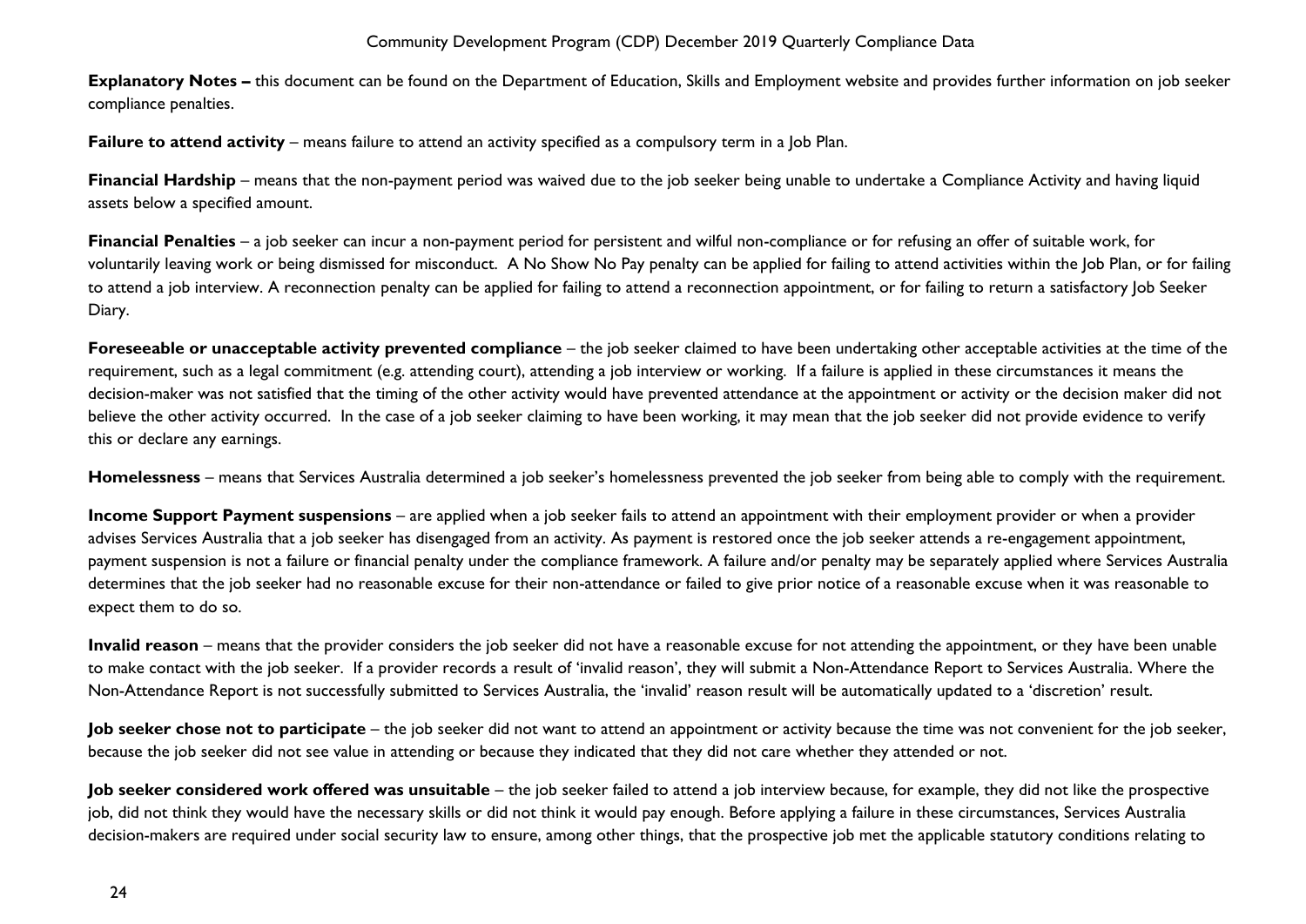**Explanatory Notes –** this document can be found on the Department of Education, Skills and Employment website and provides further information on job seeker compliance penalties.

**Failure to attend activity** – means failure to attend an activity specified as a compulsory term in a Job Plan.

**Financial Hardship** – means that the non-payment period was waived due to the job seeker being unable to undertake a Compliance Activity and having liquid assets below a specified amount.

**Financial Penalties** – a job seeker can incur a non-payment period for persistent and wilful non-compliance or for refusing an offer of suitable work, for voluntarily leaving work or being dismissed for misconduct. A No Show No Pay penalty can be applied for failing to attend activities within the Job Plan, or for failing to attend a job interview. A reconnection penalty can be applied for failing to attend a reconnection appointment, or for failing to return a satisfactory Job Seeker Diary.

**Foreseeable or unacceptable activity prevented compliance** – the job seeker claimed to have been undertaking other acceptable activities at the time of the requirement, such as a legal commitment (e.g. attending court), attending a job interview or working. If a failure is applied in these circumstances it means the decision-maker was not satisfied that the timing of the other activity would have prevented attendance at the appointment or activity or the decision maker did not believe the other activity occurred. In the case of a job seeker claiming to have been working, it may mean that the job seeker did not provide evidence to verify this or declare any earnings.

**Homelessness** – means that Services Australia determined a job seeker's homelessness prevented the job seeker from being able to comply with the requirement.

**Income Support Payment suspensions** – are applied when a job seeker fails to attend an appointment with their employment provider or when a provider advises Services Australia that a job seeker has disengaged from an activity. As payment is restored once the job seeker attends a re-engagement appointment, payment suspension is not a failure or financial penalty under the compliance framework. A failure and/or penalty may be separately applied where Services Australia determines that the job seeker had no reasonable excuse for their non-attendance or failed to give prior notice of a reasonable excuse when it was reasonable to expect them to do so.

**Invalid reason** – means that the provider considers the job seeker did not have a reasonable excuse for not attending the appointment, or they have been unable to make contact with the job seeker. If a provider records a result of 'invalid reason', they will submit a Non-Attendance Report to Services Australia. Where the Non-Attendance Report is not successfully submitted to Services Australia, the 'invalid' reason result will be automatically updated to a 'discretion' result.

**Job seeker chose not to participate** – the job seeker did not want to attend an appointment or activity because the time was not convenient for the job seeker, because the job seeker did not see value in attending or because they indicated that they did not care whether they attended or not.

**Job seeker considered work offered was unsuitable** – the job seeker failed to attend a job interview because, for example, they did not like the prospective job, did not think they would have the necessary skills or did not think it would pay enough. Before applying a failure in these circumstances, Services Australia decision-makers are required under social security law to ensure, among other things, that the prospective job met the applicable statutory conditions relating to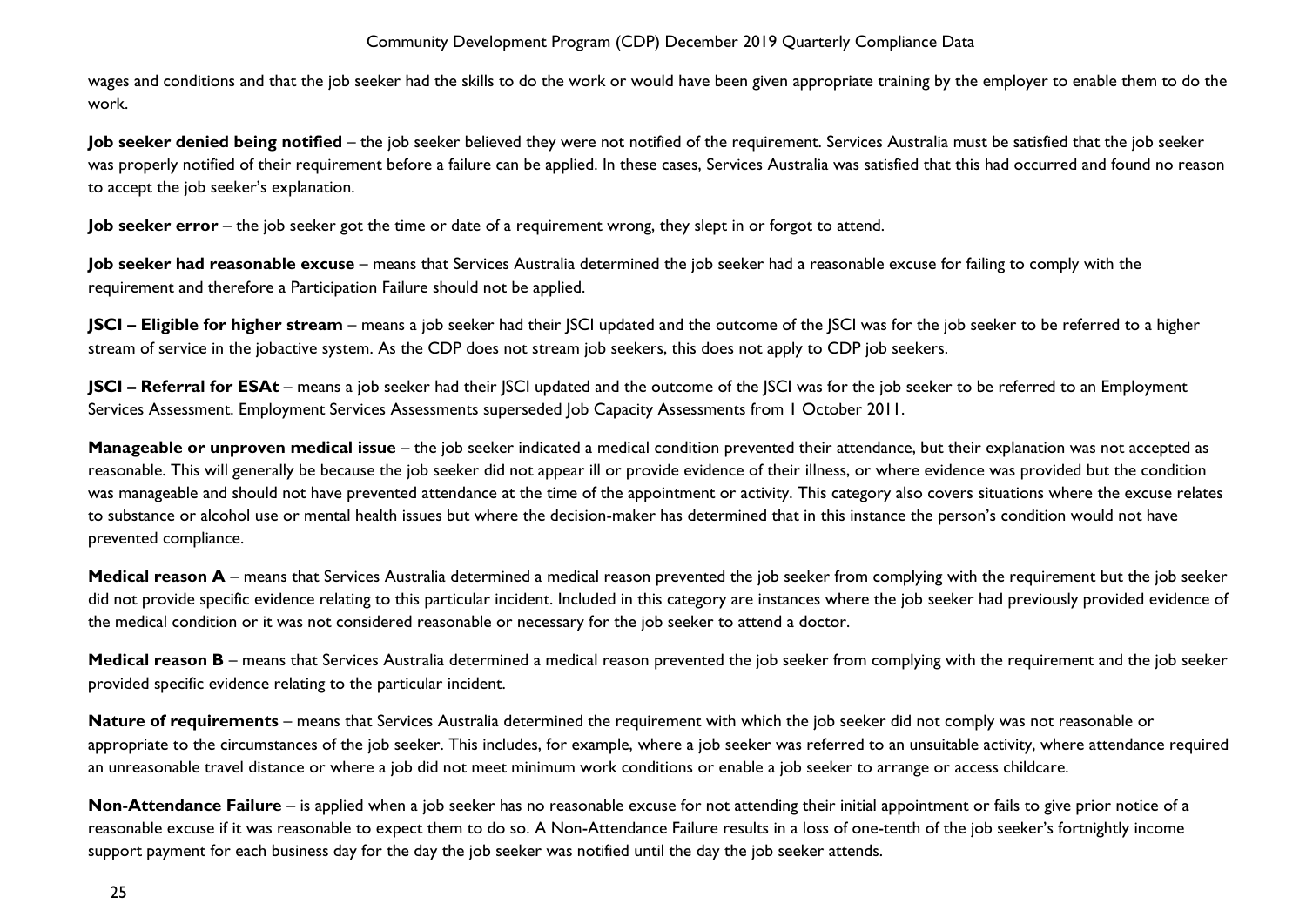wages and conditions and that the job seeker had the skills to do the work or would have been given appropriate training by the employer to enable them to do the work.

**Job seeker denied being notified** – the job seeker believed they were not notified of the requirement. Services Australia must be satisfied that the job seeker was properly notified of their requirement before a failure can be applied. In these cases, Services Australia was satisfied that this had occurred and found no reason to accept the job seeker's explanation.

**Job seeker error** – the job seeker got the time or date of a requirement wrong, they slept in or forgot to attend.

**Job seeker had reasonable excuse** – means that Services Australia determined the job seeker had a reasonable excuse for failing to comply with the requirement and therefore a Participation Failure should not be applied.

**JSCI – Eligible for higher stream** – means a job seeker had their JSCI updated and the outcome of the JSCI was for the job seeker to be referred to a higher stream of service in the jobactive system. As the CDP does not stream job seekers, this does not apply to CDP job seekers.

**JSCI – Referral for ESAt** – means a job seeker had their JSCI updated and the outcome of the JSCI was for the job seeker to be referred to an Employment Services Assessment. Employment Services Assessments superseded Job Capacity Assessments from 1 October 2011.

**Manageable or unproven medical issue** – the job seeker indicated a medical condition prevented their attendance, but their explanation was not accepted as reasonable. This will generally be because the job seeker did not appear ill or provide evidence of their illness, or where evidence was provided but the condition was manageable and should not have prevented attendance at the time of the appointment or activity. This category also covers situations where the excuse relates to substance or alcohol use or mental health issues but where the decision-maker has determined that in this instance the person's condition would not have prevented compliance.

**Medical reason A** – means that Services Australia determined a medical reason prevented the job seeker from complying with the requirement but the job seeker did not provide specific evidence relating to this particular incident. Included in this category are instances where the job seeker had previously provided evidence of the medical condition or it was not considered reasonable or necessary for the job seeker to attend a doctor.

**Medical reason B** – means that Services Australia determined a medical reason prevented the job seeker from complying with the requirement and the job seeker provided specific evidence relating to the particular incident.

**Nature of requirements** – means that Services Australia determined the requirement with which the job seeker did not comply was not reasonable or appropriate to the circumstances of the job seeker. This includes, for example, where a job seeker was referred to an unsuitable activity, where attendance required an unreasonable travel distance or where a job did not meet minimum work conditions or enable a job seeker to arrange or access childcare.

**Non-Attendance Failure** – is applied when a job seeker has no reasonable excuse for not attending their initial appointment or fails to give prior notice of a reasonable excuse if it was reasonable to expect them to do so. A Non-Attendance Failure results in a loss of one-tenth of the job seeker's fortnightly income support payment for each business day for the day the job seeker was notified until the day the job seeker attends.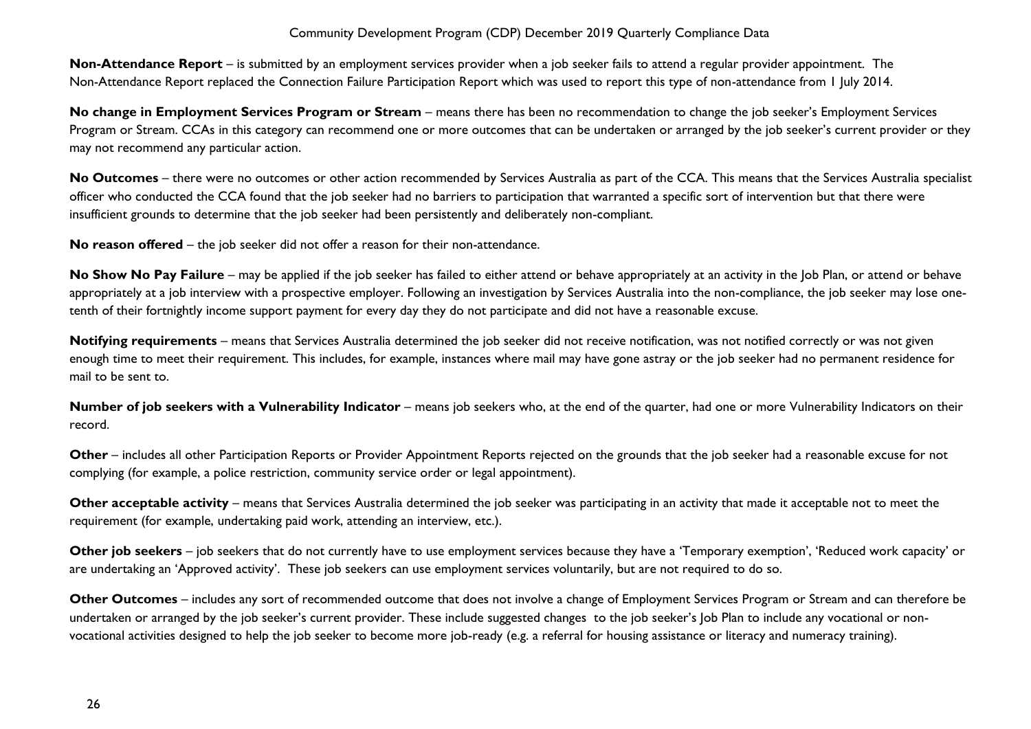**Non-Attendance Report** – is submitted by an employment services provider when a job seeker fails to attend a regular provider appointment. The Non-Attendance Report replaced the Connection Failure Participation Report which was used to report this type of non-attendance from 1 July 2014.

**No change in Employment Services Program or Stream** – means there has been no recommendation to change the job seeker's Employment Services Program or Stream. CCAs in this category can recommend one or more outcomes that can be undertaken or arranged by the job seeker's current provider or they may not recommend any particular action.

**No Outcomes** – there were no outcomes or other action recommended by Services Australia as part of the CCA. This means that the Services Australia specialist officer who conducted the CCA found that the job seeker had no barriers to participation that warranted a specific sort of intervention but that there were insufficient grounds to determine that the job seeker had been persistently and deliberately non-compliant.

**No reason offered** – the job seeker did not offer a reason for their non-attendance.

**No Show No Pay Failure** – may be applied if the job seeker has failed to either attend or behave appropriately at an activity in the Job Plan, or attend or behave appropriately at a job interview with a prospective employer. Following an investigation by Services Australia into the non-compliance, the job seeker may lose one-tenth of their fortnightly income support payment for every day they do not participate and did not have a reasonable excuse.

**Notifying requirements** – means that Services Australia determined the job seeker did not receive notification, was not notified correctly or was not given enough time to meet their requirement. This includes, for example, instances where mail may have gone astray or the job seeker had no permanent residence for mail to be sent to.

**Number of job seekers with a Vulnerability Indicator** – means job seekers who, at the end of the quarter, had one or more Vulnerability Indicators on their record.

**Other** – includes all other Participation Reports or Provider Appointment Reports rejected on the grounds that the job seeker had a reasonable excuse for not complying (for example, a police restriction, community service order or legal appointment).

**Other acceptable activity** – means that Services Australia determined the job seeker was participating in an activity that made it acceptable not to meet the requirement (for example, undertaking paid work, attending an interview, etc.).

**Other job seekers** – job seekers that do not currently have to use employment services because they have a 'Temporary exemption', 'Reduced work capacity' or are undertaking an 'Approved activity'. These job seekers can use employment services voluntarily, but are not required to do so.

**Other Outcomes** – includes any sort of recommended outcome that does not involve a change of Employment Services Program or Stream and can therefore be undertaken or arranged by the job seeker's current provider. These include suggested changes to the job seeker's Job Plan to include any vocational or non-vocational activities designed to help the job seeker to become more job-ready (e.g. a referral for housing assistance or literacy and numeracy training).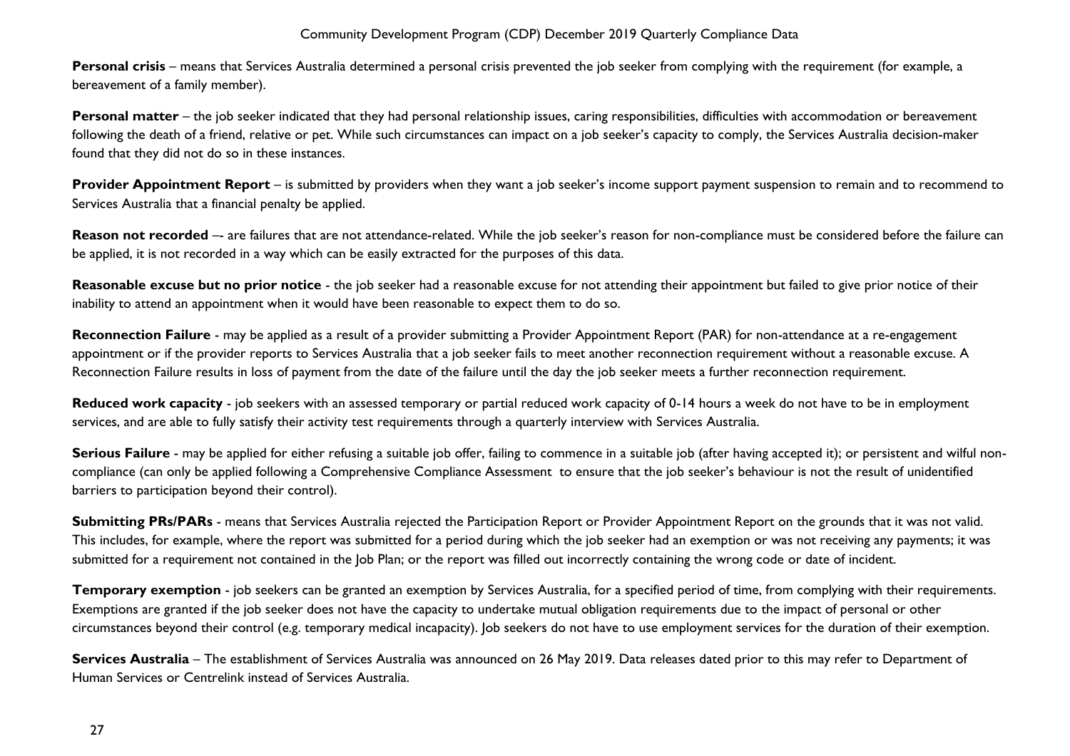**Personal crisis** – means that Services Australia determined a personal crisis prevented the job seeker from complying with the requirement (for example, a bereavement of a family member).

**Personal matter** – the job seeker indicated that they had personal relationship issues, caring responsibilities, difficulties with accommodation or bereavement following the death of a friend, relative or pet. While such circumstances can impact on a job seeker's capacity to comply, the Services Australia decision-maker found that they did not do so in these instances.

**Provider Appointment Report** – is submitted by providers when they want a job seeker's income support payment suspension to remain and to recommend to Services Australia that a financial penalty be applied.

**Reason not recorded** –- are failures that are not attendance-related. While the job seeker's reason for non-compliance must be considered before the failure can be applied, it is not recorded in a way which can be easily extracted for the purposes of this data.

**Reasonable excuse but no prior notice** - the job seeker had a reasonable excuse for not attending their appointment but failed to give prior notice of their inability to attend an appointment when it would have been reasonable to expect them to do so.

**Reconnection Failure** - may be applied as a result of a provider submitting a Provider Appointment Report (PAR) for non-attendance at a re-engagement appointment or if the provider reports to Services Australia that a job seeker fails to meet another reconnection requirement without a reasonable excuse. A Reconnection Failure results in loss of payment from the date of the failure until the day the job seeker meets a further reconnection requirement.

**Reduced work capacity** - job seekers with an assessed temporary or partial reduced work capacity of 0-14 hours a week do not have to be in employment services, and are able to fully satisfy their activity test requirements through a quarterly interview with Services Australia.

**Serious Failure** - may be applied for either refusing a suitable job offer, failing to commence in a suitable job (after having accepted it); or persistent and wilful non-compliance (can only be applied following a Comprehensive Compliance Assessment to ensure that the job seeker's behaviour is not the result of unidentified barriers to participation beyond their control).

**Submitting PRs/PARs** - means that Services Australia rejected the Participation Report or Provider Appointment Report on the grounds that it was not valid. This includes, for example, where the report was submitted for a period during which the job seeker had an exemption or was not receiving any payments; it was submitted for a requirement not contained in the Job Plan; or the report was filled out incorrectly containing the wrong code or date of incident.

**Temporary exemption** - job seekers can be granted an exemption by Services Australia, for a specified period of time, from complying with their requirements. Exemptions are granted if the job seeker does not have the capacity to undertake mutual obligation requirements due to the impact of personal or other circumstances beyond their control (e.g. temporary medical incapacity). Job seekers do not have to use employment services for the duration of their exemption.

**Services Australia** – The establishment of Services Australia was announced on 26 May 2019. Data releases dated prior to this may refer to Department of Human Services or Centrelink instead of Services Australia.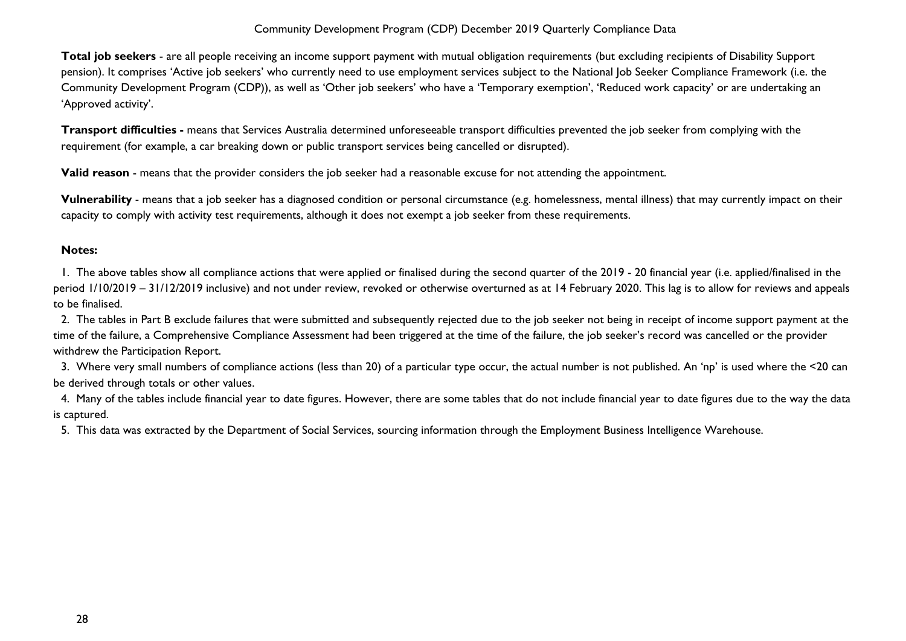**Total job seekers** - are all people receiving an income support payment with mutual obligation requirements (but excluding recipients of Disability Support pension). It comprises 'Active job seekers' who currently need to use employment services subject to the National Job Seeker Compliance Framework (i.e. the Community Development Program (CDP)), as well as 'Other job seekers' who have a 'Temporary exemption', 'Reduced work capacity' or are undertaking an 'Approved activity'.

**Transport difficulties -** means that Services Australia determined unforeseeable transport difficulties prevented the job seeker from complying with the requirement (for example, a car breaking down or public transport services being cancelled or disrupted).

**Valid reason** - means that the provider considers the job seeker had a reasonable excuse for not attending the appointment.

**Vulnerability** - means that a job seeker has a diagnosed condition or personal circumstance (e.g. homelessness, mental illness) that may currently impact on their capacity to comply with activity test requirements, although it does not exempt a job seeker from these requirements.

**Notes:**

1. The above tables show all compliance actions that were applied or finalised during the second quarter of the 2019 - 20 financial year (i.e. applied/finalised in the period 1/10/2019 – 31/12/2019 inclusive) and not under review, revoked or otherwise overturned as at 14 February 2020. This lag is to allow for reviews and appeals to be finalised.
2. The tables in Part B exclude failures that were submitted and subsequently rejected due to the job seeker not being in receipt of income support payment at the time of the failure, a Comprehensive Compliance Assessment had been triggered at the time of the failure, the job seeker's record was cancelled or the provider withdrew the Participation Report.
3. Where very small numbers of compliance actions (less than 20) of a particular type occur, the actual number is not published. An 'np' is used where the <20 can be derived through totals or other values.
4. Many of the tables include financial year to date figures. However, there are some tables that do not include financial year to date figures due to the way the data is captured.
5. This data was extracted by the Department of Social Services, sourcing information through the Employment Business Intelligence Warehouse.